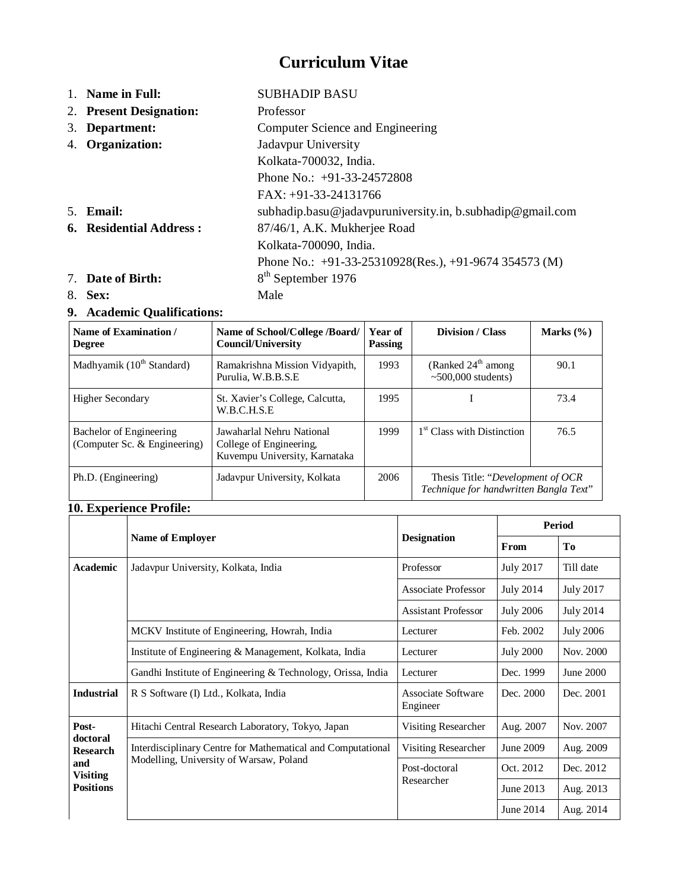# Curriculum Vitae

1. **Name in Full:** SUBHADIP BASU
2. **Present Designation:** Professor
3. **Department:** Computer Science and Engineering
4. **Organization:** Jadavpur University
   Kolkata-700032, India.
   Phone No.: +91-33-24572808
   FAX: +91-33-24131766
5. **Email:** subhadip.basu@jadavpuruniversity.in, b.subhadip@gmail.com
6. **Residential Address :** 87/46/1, A.K. Mukherjee Road
   Kolkata-700090, India.
   Phone No.: +91-33-25310928(Res.), +91-9674 354573 (M)
7. **Date of Birth:** 8th September 1976
8. **Sex:** Male
9. **Academic Qualifications:**

| Name of Examination / Degree | Name of School/College /Board/ Council/University | Year of Passing | Division / Class | Marks (%) |
|---|---|---|---|---|
| Madhyamik (10th Standard) | Ramakrishna Mission Vidyapith, Purulia, W.B.B.S.E | 1993 | (Ranked 24th among ~500,000 students) | 90.1 |
| Higher Secondary | St. Xavier's College, Calcutta, W.B.C.H.S.E | 1995 | I | 73.4 |
| Bachelor of Engineering (Computer Sc. & Engineering) | Jawaharlal Nehru National College of Engineering, Kuvempu University, Karnataka | 1999 | 1st Class with Distinction | 76.5 |
| Ph.D. (Engineering) | Jadavpur University, Kolkata | 2006 | Thesis Title: "*Development of OCR Technique for handwritten Bangla Text*" | |

**10. Experience Profile:**

| | Name of Employer | Designation | Period | |
|---|---|---|---|---|
| | | | From | To |
| **Academic** | Jadavpur University, Kolkata, India | Professor | July 2017 | Till date |
| | | Associate Professor | July 2014 | July 2017 |
| | | Assistant Professor | July 2006 | July 2014 |
| | MCKV Institute of Engineering, Howrah, India | Lecturer | Feb. 2002 | July 2006 |
| | Institute of Engineering & Management, Kolkata, India | Lecturer | July 2000 | Nov. 2000 |
| | Gandhi Institute of Engineering & Technology, Orissa, India | Lecturer | Dec. 1999 | June 2000 |
| **Industrial** | R S Software (I) Ltd., Kolkata, India | Associate Software Engineer | Dec. 2000 | Dec. 2001 |
| **Post-doctoral Research and Visiting Positions** | Hitachi Central Research Laboratory, Tokyo, Japan | Visiting Researcher | Aug. 2007 | Nov. 2007 |
| | Interdisciplinary Centre for Mathematical and Computational Modelling, University of Warsaw, Poland | Visiting Researcher | June 2009 | Aug. 2009 |
| | | Post-doctoral Researcher | Oct. 2012 | Dec. 2012 |
| | | | June 2013 | Aug. 2013 |
| | | | June 2014 | Aug. 2014 |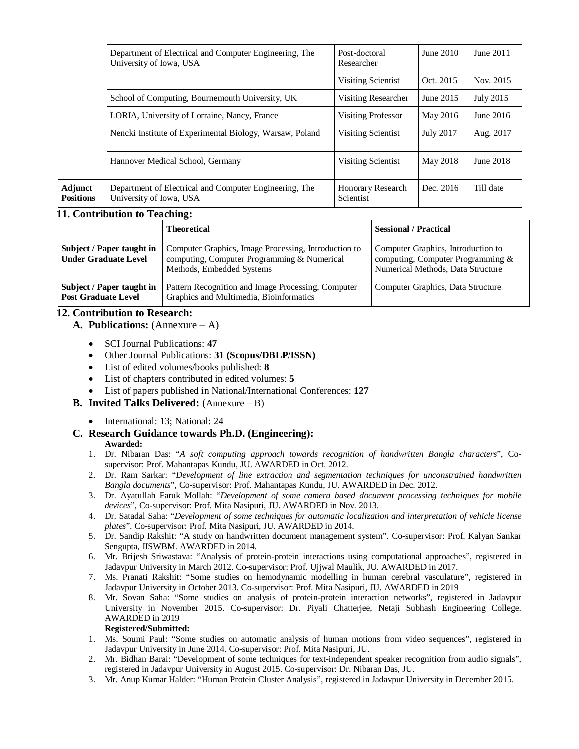| | | | | |
|---|---|---|---|---|
| | Department of Electrical and Computer Engineering, The University of Iowa, USA | Post-doctoral Researcher | June 2010 | June 2011 |
| | | Visiting Scientist | Oct. 2015 | Nov. 2015 |
| | School of Computing, Bournemouth University, UK | Visiting Researcher | June 2015 | July 2015 |
| | LORIA, University of Lorraine, Nancy, France | Visiting Professor | May 2016 | June 2016 |
| | Nencki Institute of Experimental Biology, Warsaw, Poland | Visiting Scientist | July 2017 | Aug. 2017 |
| | Hannover Medical School, Germany | Visiting Scientist | May 2018 | June 2018 |
| **Adjunct Positions** | Department of Electrical and Computer Engineering, The University of Iowa, USA | Honorary Research Scientist | Dec. 2016 | Till date |

## 11. Contribution to Teaching:

| | **Theoretical** | **Sessional / Practical** |
|---|---|---|
| **Subject / Paper taught in Under Graduate Level** | Computer Graphics, Image Processing, Introduction to computing, Computer Programming & Numerical Methods, Embedded Systems | Computer Graphics, Introduction to computing, Computer Programming & Numerical Methods, Data Structure |
| **Subject / Paper taught in Post Graduate Level** | Pattern Recognition and Image Processing, Computer Graphics and Multimedia, Bioinformatics | Computer Graphics, Data Structure |

## 12. Contribution to Research:

### A. Publications: (Annexure – A)

- SCI Journal Publications: **47**
- Other Journal Publications: **31 (Scopus/DBLP/ISSN)**
- List of edited volumes/books published: **8**
- List of chapters contributed in edited volumes: **5**
- List of papers published in National/International Conferences: **127**

### B. Invited Talks Delivered: (Annexure – B)

- International: 13; National: 24

### C. Research Guidance towards Ph.D. (Engineering):

**Awarded:**

1. Dr. Nibaran Das: "*A soft computing approach towards recognition of handwritten Bangla characters*", Co-supervisor: Prof. Mahantapas Kundu, JU. AWARDED in Oct. 2012.
2. Dr. Ram Sarkar: "*Development of line extraction and segmentation techniques for unconstrained handwritten Bangla documents*", Co-supervisor: Prof. Mahantapas Kundu, JU. AWARDED in Dec. 2012.
3. Dr. Ayatullah Faruk Mollah: "*Development of some camera based document processing techniques for mobile devices*", Co-supervisor: Prof. Mita Nasipuri, JU. AWARDED in Nov. 2013.
4. Dr. Satadal Saha: "*Development of some techniques for automatic localization and interpretation of vehicle license plates*". Co-supervisor: Prof. Mita Nasipuri, JU. AWARDED in 2014.
5. Dr. Sandip Rakshit: "A study on handwritten document management system". Co-supervisor: Prof. Kalyan Sankar Sengupta, IISWBM. AWARDED in 2014.
6. Mr. Brijesh Sriwastava: "Analysis of protein-protein interactions using computational approaches", registered in Jadavpur University in March 2012. Co-supervisor: Prof. Ujjwal Maulik, JU. AWARDED in 2017.
7. Ms. Pranati Rakshit: "Some studies on hemodynamic modelling in human cerebral vasculature", registered in Jadavpur University in October 2013. Co-supervisor: Prof. Mita Nasipuri, JU. AWARDED in 2019
8. Mr. Sovan Saha: "Some studies on analysis of protein-protein interaction networks", registered in Jadavpur University in November 2015. Co-supervisor: Dr. Piyali Chatterjee, Netaji Subhash Engineering College. AWARDED in 2019

**Registered/Submitted:**

1. Ms. Soumi Paul: "Some studies on automatic analysis of human motions from video sequences", registered in Jadavpur University in June 2014. Co-supervisor: Prof. Mita Nasipuri, JU.
2. Mr. Bidhan Barai: "Development of some techniques for text-independent speaker recognition from audio signals", registered in Jadavpur University in August 2015. Co-supervisor: Dr. Nibaran Das, JU.
3. Mr. Anup Kumar Halder: "Human Protein Cluster Analysis", registered in Jadavpur University in December 2015.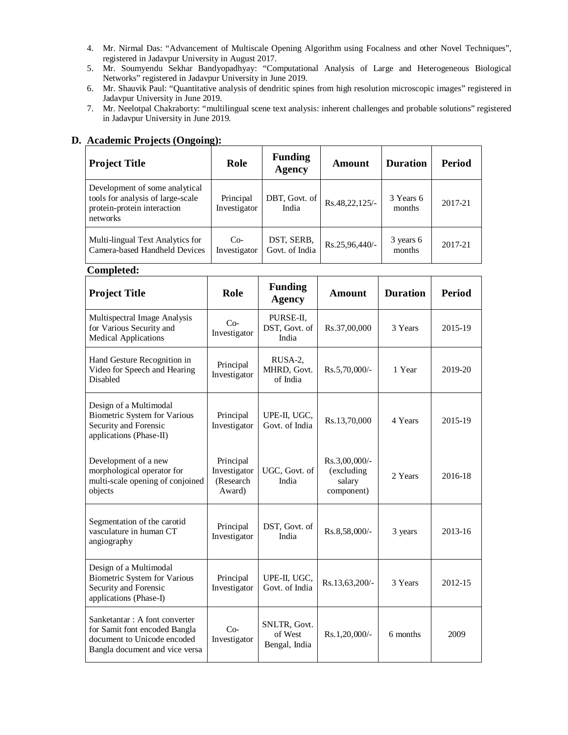4. Mr. Nirmal Das: "Advancement of Multiscale Opening Algorithm using Focalness and other Novel Techniques", registered in Jadavpur University in August 2017.
5. Mr. Soumyendu Sekhar Bandyopadhyay: "Computational Analysis of Large and Heterogeneous Biological Networks" registered in Jadavpur University in June 2019.
6. Mr. Shauvik Paul: "Quantitative analysis of dendritic spines from high resolution microscopic images" registered in Jadavpur University in June 2019.
7. Mr. Neelotpal Chakraborty: "multilingual scene text analysis: inherent challenges and probable solutions" registered in Jadavpur University in June 2019.

## D. Academic Projects (Ongoing):

| Project Title | Role | Funding Agency | Amount | Duration | Period |
|---|---|---|---|---|---|
| Development of some analytical tools for analysis of large-scale protein-protein interaction networks | Principal Investigator | DBT, Govt. of India | Rs.48,22,125/- | 3 Years 6 months | 2017-21 |
| Multi-lingual Text Analytics for Camera-based Handheld Devices | Co-Investigator | DST, SERB, Govt. of India | Rs.25,96,440/- | 3 years 6 months | 2017-21 |

**Completed:**

| Project Title | Role | Funding Agency | Amount | Duration | Period |
|---|---|---|---|---|---|
| Multispectral Image Analysis for Various Security and Medical Applications | Co-Investigator | PURSE-II, DST, Govt. of India | Rs.37,00,000 | 3 Years | 2015-19 |
| Hand Gesture Recognition in Video for Speech and Hearing Disabled | Principal Investigator | RUSA-2, MHRD, Govt. of India | Rs.5,70,000/- | 1 Year | 2019-20 |
| Design of a Multimodal Biometric System for Various Security and Forensic applications (Phase-II) | Principal Investigator | UPE-II, UGC, Govt. of India | Rs.13,70,000 | 4 Years | 2015-19 |
| Development of a new morphological operator for multi-scale opening of conjoined objects | Principal Investigator (Research Award) | UGC, Govt. of India | Rs.3,00,000/- (excluding salary component) | 2 Years | 2016-18 |
| Segmentation of the carotid vasculature in human CT angiography | Principal Investigator | DST, Govt. of India | Rs.8,58,000/- | 3 years | 2013-16 |
| Design of a Multimodal Biometric System for Various Security and Forensic applications (Phase-I) | Principal Investigator | UPE-II, UGC, Govt. of India | Rs.13,63,200/- | 3 Years | 2012-15 |
| Sanketantar : A font converter for Samit font encoded Bangla document to Unicode encoded Bangla document and vice versa | Co-Investigator | SNLTR, Govt. of West Bengal, India | Rs.1,20,000/- | 6 months | 2009 |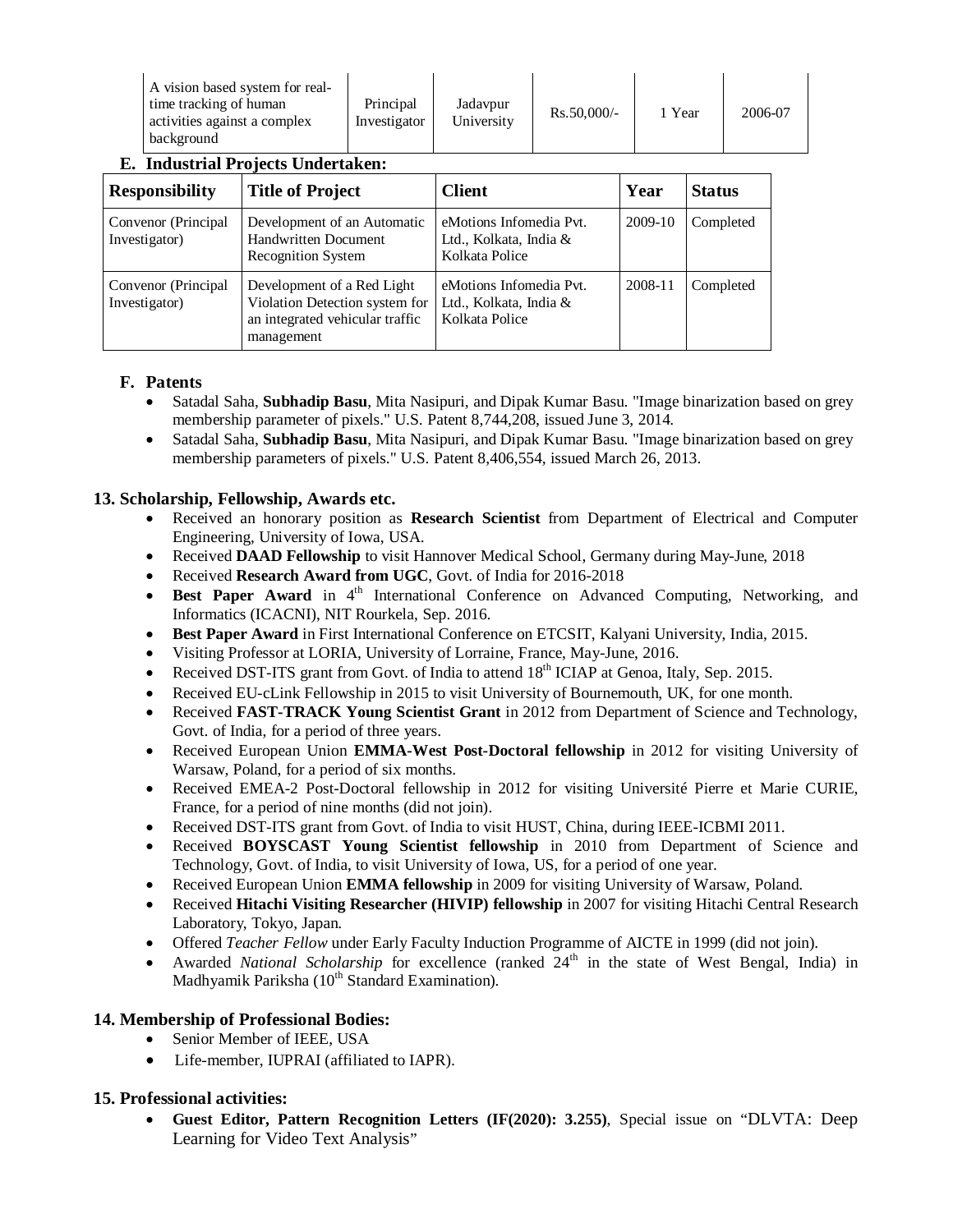| A vision based system for real-time tracking of human activities against a complex background | Principal Investigator | Jadavpur University | Rs.50,000/- | 1 Year | 2006-07 |
|---|---|---|---|---|---|

### E. Industrial Projects Undertaken:

| Responsibility | Title of Project | Client | Year | Status |
|---|---|---|---|---|
| Convenor (Principal Investigator) | Development of an Automatic Handwritten Document Recognition System | eMotions Infomedia Pvt. Ltd., Kolkata, India & Kolkata Police | 2009-10 | Completed |
| Convenor (Principal Investigator) | Development of a Red Light Violation Detection system for an integrated vehicular traffic management | eMotions Infomedia Pvt. Ltd., Kolkata, India & Kolkata Police | 2008-11 | Completed |

### F. Patents

- Satadal Saha, **Subhadip Basu**, Mita Nasipuri, and Dipak Kumar Basu. "Image binarization based on grey membership parameter of pixels." U.S. Patent 8,744,208, issued June 3, 2014.
- Satadal Saha, **Subhadip Basu**, Mita Nasipuri, and Dipak Kumar Basu. "Image binarization based on grey membership parameters of pixels." U.S. Patent 8,406,554, issued March 26, 2013.

## 13. Scholarship, Fellowship, Awards etc.

- Received an honorary position as **Research Scientist** from Department of Electrical and Computer Engineering, University of Iowa, USA.
- Received **DAAD Fellowship** to visit Hannover Medical School, Germany during May-June, 2018
- Received **Research Award from UGC**, Govt. of India for 2016-2018
- **Best Paper Award** in 4th International Conference on Advanced Computing, Networking, and Informatics (ICACNI), NIT Rourkela, Sep. 2016.
- **Best Paper Award** in First International Conference on ETCSIT, Kalyani University, India, 2015.
- Visiting Professor at LORIA, University of Lorraine, France, May-June, 2016.
- Received DST-ITS grant from Govt. of India to attend 18th ICIAP at Genoa, Italy, Sep. 2015.
- Received EU-cLink Fellowship in 2015 to visit University of Bournemouth, UK, for one month.
- Received **FAST-TRACK Young Scientist Grant** in 2012 from Department of Science and Technology, Govt. of India, for a period of three years.
- Received European Union **EMMA-West Post-Doctoral fellowship** in 2012 for visiting University of Warsaw, Poland, for a period of six months.
- Received EMEA-2 Post-Doctoral fellowship in 2012 for visiting Université Pierre et Marie CURIE, France, for a period of nine months (did not join).
- Received DST-ITS grant from Govt. of India to visit HUST, China, during IEEE-ICBMI 2011.
- Received **BOYSCAST Young Scientist fellowship** in 2010 from Department of Science and Technology, Govt. of India, to visit University of Iowa, US, for a period of one year.
- Received European Union **EMMA fellowship** in 2009 for visiting University of Warsaw, Poland.
- Received **Hitachi Visiting Researcher (HIVIP) fellowship** in 2007 for visiting Hitachi Central Research Laboratory, Tokyo, Japan.
- Offered *Teacher Fellow* under Early Faculty Induction Programme of AICTE in 1999 (did not join).
- Awarded *National Scholarship* for excellence (ranked 24th in the state of West Bengal, India) in Madhyamik Pariksha (10th Standard Examination).

## 14. Membership of Professional Bodies:

- Senior Member of IEEE, USA
- Life-member, IUPRAI (affiliated to IAPR).

## 15. Professional activities:

- **Guest Editor, Pattern Recognition Letters (IF(2020): 3.255)**, Special issue on "DLVTA: Deep Learning for Video Text Analysis"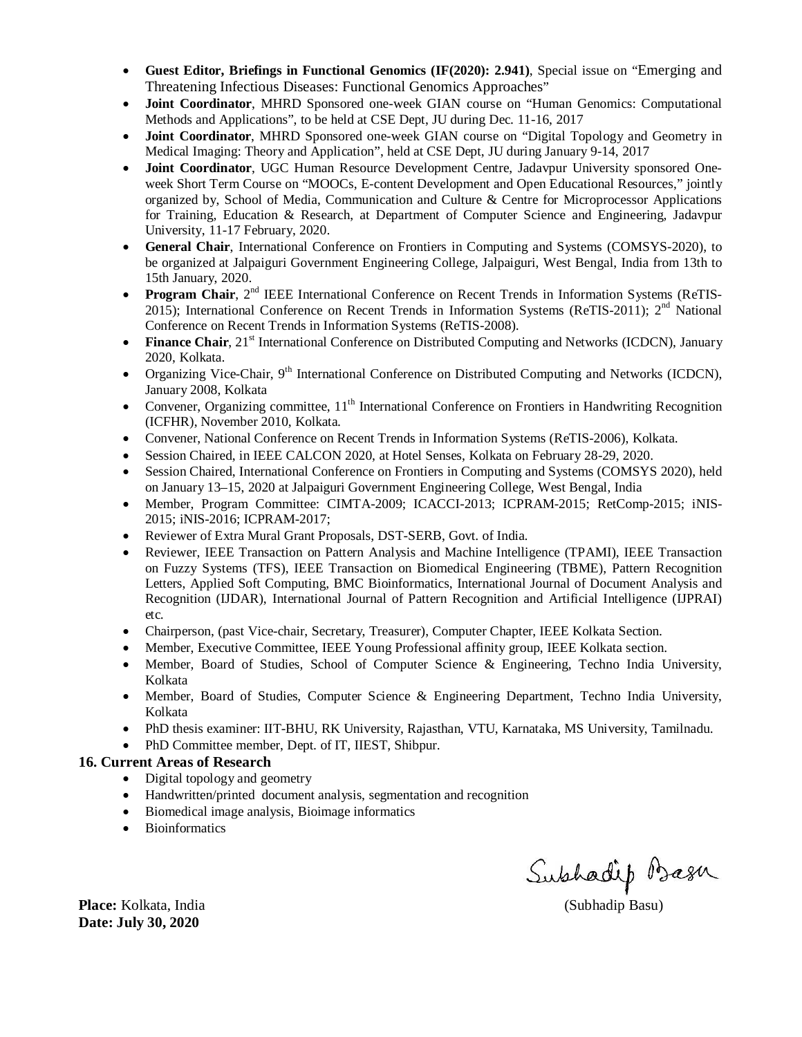- **Guest Editor, Briefings in Functional Genomics (IF(2020): 2.941)**, Special issue on "Emerging and Threatening Infectious Diseases: Functional Genomics Approaches"
- **Joint Coordinator**, MHRD Sponsored one-week GIAN course on "Human Genomics: Computational Methods and Applications", to be held at CSE Dept, JU during Dec. 11-16, 2017
- **Joint Coordinator**, MHRD Sponsored one-week GIAN course on "Digital Topology and Geometry in Medical Imaging: Theory and Application", held at CSE Dept, JU during January 9-14, 2017
- **Joint Coordinator**, UGC Human Resource Development Centre, Jadavpur University sponsored One-week Short Term Course on "MOOCs, E-content Development and Open Educational Resources," jointly organized by, School of Media, Communication and Culture & Centre for Microprocessor Applications for Training, Education & Research, at Department of Computer Science and Engineering, Jadavpur University, 11-17 February, 2020.
- **General Chair**, International Conference on Frontiers in Computing and Systems (COMSYS-2020), to be organized at Jalpaiguri Government Engineering College, Jalpaiguri, West Bengal, India from 13th to 15th January, 2020.
- **Program Chair**, 2nd IEEE International Conference on Recent Trends in Information Systems (ReTIS-2015); International Conference on Recent Trends in Information Systems (ReTIS-2011); 2nd National Conference on Recent Trends in Information Systems (ReTIS-2008).
- **Finance Chair**, 21st International Conference on Distributed Computing and Networks (ICDCN), January 2020, Kolkata.
- Organizing Vice-Chair, 9th International Conference on Distributed Computing and Networks (ICDCN), January 2008, Kolkata
- Convener, Organizing committee, 11th International Conference on Frontiers in Handwriting Recognition (ICFHR), November 2010, Kolkata.
- Convener, National Conference on Recent Trends in Information Systems (ReTIS-2006), Kolkata.
- Session Chaired, in IEEE CALCON 2020, at Hotel Senses, Kolkata on February 28-29, 2020.
- Session Chaired, International Conference on Frontiers in Computing and Systems (COMSYS 2020), held on January 13–15, 2020 at Jalpaiguri Government Engineering College, West Bengal, India
- Member, Program Committee: CIMTA-2009; ICACCI-2013; ICPRAM-2015; RetComp-2015; iNIS-2015; iNIS-2016; ICPRAM-2017;
- Reviewer of Extra Mural Grant Proposals, DST-SERB, Govt. of India.
- Reviewer, IEEE Transaction on Pattern Analysis and Machine Intelligence (TPAMI), IEEE Transaction on Fuzzy Systems (TFS), IEEE Transaction on Biomedical Engineering (TBME), Pattern Recognition Letters, Applied Soft Computing, BMC Bioinformatics, International Journal of Document Analysis and Recognition (IJDAR), International Journal of Pattern Recognition and Artificial Intelligence (IJPRAI) etc.
- Chairperson, (past Vice-chair, Secretary, Treasurer), Computer Chapter, IEEE Kolkata Section.
- Member, Executive Committee, IEEE Young Professional affinity group, IEEE Kolkata section.
- Member, Board of Studies, School of Computer Science & Engineering, Techno India University, Kolkata
- Member, Board of Studies, Computer Science & Engineering Department, Techno India University, Kolkata
- PhD thesis examiner: IIT-BHU, RK University, Rajasthan, VTU, Karnataka, MS University, Tamilnadu.
- PhD Committee member, Dept. of IT, IIEST, Shibpur.

## 16. Current Areas of Research

- Digital topology and geometry
- Handwritten/printed document analysis, segmentation and recognition
- Biomedical image analysis, Bioimage informatics
- Bioinformatics

Subhadip Basu

**Place:** Kolkata, India (Subhadip Basu)

**Date: July 30, 2020**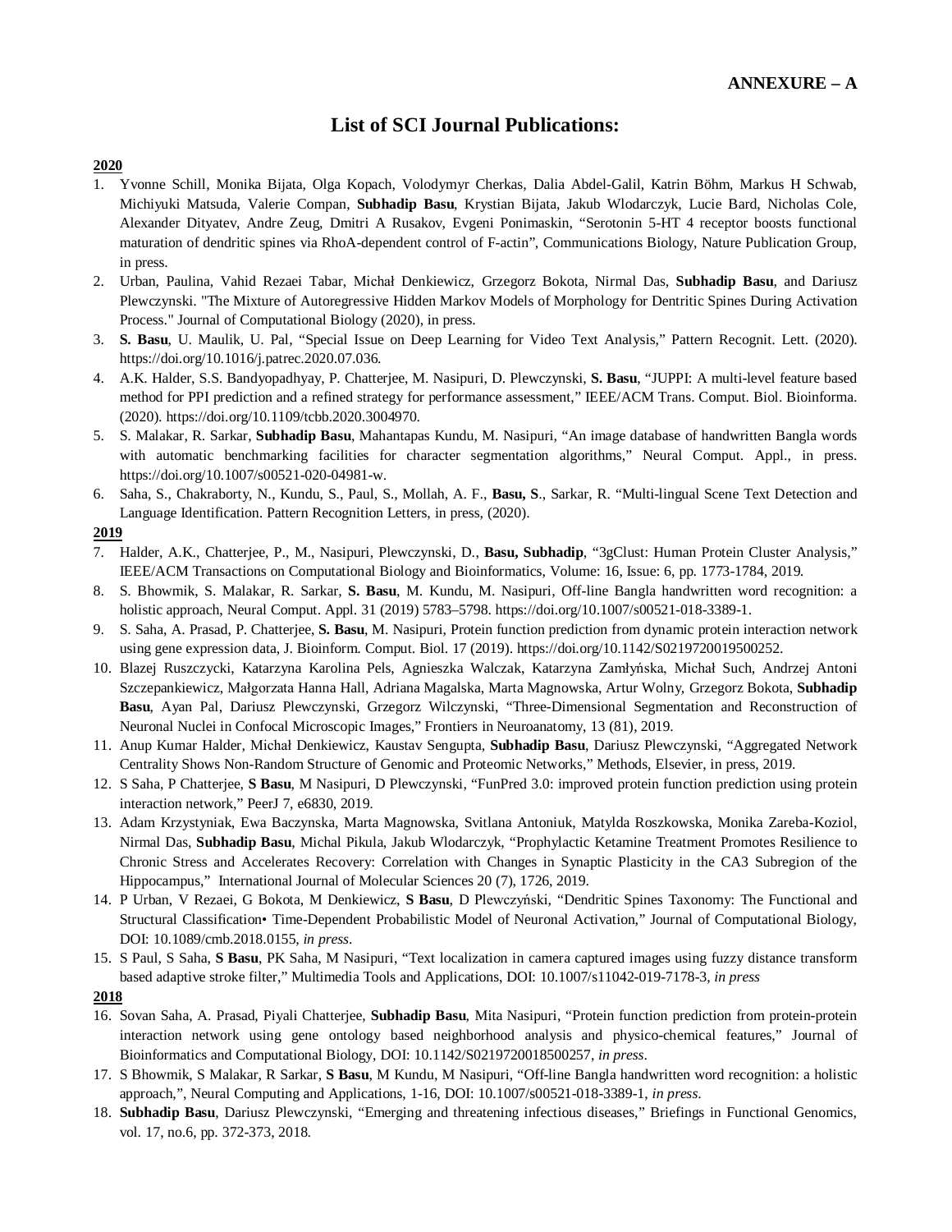**ANNEXURE – A**

# List of SCI Journal Publications:

**2020**

1. Yvonne Schill, Monika Bijata, Olga Kopach, Volodymyr Cherkas, Dalia Abdel-Galil, Katrin Böhm, Markus H Schwab, Michiyuki Matsuda, Valerie Compan, **Subhadip Basu**, Krystian Bijata, Jakub Wlodarczyk, Lucie Bard, Nicholas Cole, Alexander Dityatev, Andre Zeug, Dmitri A Rusakov, Evgeni Ponimaskin, "Serotonin 5-HT 4 receptor boosts functional maturation of dendritic spines via RhoA-dependent control of F-actin", Communications Biology, Nature Publication Group, in press.
2. Urban, Paulina, Vahid Rezaei Tabar, Michał Denkiewicz, Grzegorz Bokota, Nirmal Das, **Subhadip Basu**, and Dariusz Plewczynski. "The Mixture of Autoregressive Hidden Markov Models of Morphology for Dentritic Spines During Activation Process." Journal of Computational Biology (2020), in press.
3. **S. Basu**, U. Maulik, U. Pal, "Special Issue on Deep Learning for Video Text Analysis," Pattern Recognit. Lett. (2020). https://doi.org/10.1016/j.patrec.2020.07.036.
4. A.K. Halder, S.S. Bandyopadhyay, P. Chatterjee, M. Nasipuri, D. Plewczynski, **S. Basu**, "JUPPI: A multi-level feature based method for PPI prediction and a refined strategy for performance assessment," IEEE/ACM Trans. Comput. Biol. Bioinforma. (2020). https://doi.org/10.1109/tcbb.2020.3004970.
5. S. Malakar, R. Sarkar, **Subhadip Basu**, Mahantapas Kundu, M. Nasipuri, "An image database of handwritten Bangla words with automatic benchmarking facilities for character segmentation algorithms," Neural Comput. Appl., in press. https://doi.org/10.1007/s00521-020-04981-w.
6. Saha, S., Chakraborty, N., Kundu, S., Paul, S., Mollah, A. F., **Basu, S**., Sarkar, R. "Multi-lingual Scene Text Detection and Language Identification. Pattern Recognition Letters, in press, (2020).

**2019**

7. Halder, A.K., Chatterjee, P., M., Nasipuri, Plewczynski, D., **Basu, Subhadip**, "3gClust: Human Protein Cluster Analysis," IEEE/ACM Transactions on Computational Biology and Bioinformatics, Volume: 16, Issue: 6, pp. 1773-1784, 2019.
8. S. Bhowmik, S. Malakar, R. Sarkar, **S. Basu**, M. Kundu, M. Nasipuri, Off-line Bangla handwritten word recognition: a holistic approach, Neural Comput. Appl. 31 (2019) 5783–5798. https://doi.org/10.1007/s00521-018-3389-1.
9. S. Saha, A. Prasad, P. Chatterjee, **S. Basu**, M. Nasipuri, Protein function prediction from dynamic protein interaction network using gene expression data, J. Bioinform. Comput. Biol. 17 (2019). https://doi.org/10.1142/S0219720019500252.
10. Blazej Ruszczycki, Katarzyna Karolina Pels, Agnieszka Walczak, Katarzyna Zamłyńska, Michał Such, Andrzej Antoni Szczepankiewicz, Małgorzata Hanna Hall, Adriana Magalska, Marta Magnowska, Artur Wolny, Grzegorz Bokota, **Subhadip Basu**, Ayan Pal, Dariusz Plewczynski, Grzegorz Wilczynski, "Three-Dimensional Segmentation and Reconstruction of Neuronal Nuclei in Confocal Microscopic Images," Frontiers in Neuroanatomy, 13 (81), 2019.
11. Anup Kumar Halder, Michał Denkiewicz, Kaustav Sengupta, **Subhadip Basu**, Dariusz Plewczynski, "Aggregated Network Centrality Shows Non-Random Structure of Genomic and Proteomic Networks," Methods, Elsevier, in press, 2019.
12. S Saha, P Chatterjee, **S Basu**, M Nasipuri, D Plewczynski, "FunPred 3.0: improved protein function prediction using protein interaction network," PeerJ 7, e6830, 2019.
13. Adam Krzystyniak, Ewa Baczynska, Marta Magnowska, Svitlana Antoniuk, Matylda Roszkowska, Monika Zareba-Koziol, Nirmal Das, **Subhadip Basu**, Michal Pikula, Jakub Wlodarczyk, "Prophylactic Ketamine Treatment Promotes Resilience to Chronic Stress and Accelerates Recovery: Correlation with Changes in Synaptic Plasticity in the CA3 Subregion of the Hippocampus," International Journal of Molecular Sciences 20 (7), 1726, 2019.
14. P Urban, V Rezaei, G Bokota, M Denkiewicz, **S Basu**, D Plewczyński, "Dendritic Spines Taxonomy: The Functional and Structural Classification• Time-Dependent Probabilistic Model of Neuronal Activation," Journal of Computational Biology, DOI: 10.1089/cmb.2018.0155, *in press*.
15. S Paul, S Saha, **S Basu**, PK Saha, M Nasipuri, "Text localization in camera captured images using fuzzy distance transform based adaptive stroke filter," Multimedia Tools and Applications, DOI: 10.1007/s11042-019-7178-3, *in press*

**2018**

16. Sovan Saha, A. Prasad, Piyali Chatterjee, **Subhadip Basu**, Mita Nasipuri, "Protein function prediction from protein-protein interaction network using gene ontology based neighborhood analysis and physico-chemical features," Journal of Bioinformatics and Computational Biology, DOI: 10.1142/S0219720018500257, *in press*.
17. S Bhowmik, S Malakar, R Sarkar, **S Basu**, M Kundu, M Nasipuri, "Off-line Bangla handwritten word recognition: a holistic approach,", Neural Computing and Applications, 1-16, DOI: 10.1007/s00521-018-3389-1, *in press*.
18. **Subhadip Basu**, Dariusz Plewczynski, "Emerging and threatening infectious diseases," Briefings in Functional Genomics, vol. 17, no.6, pp. 372-373, 2018.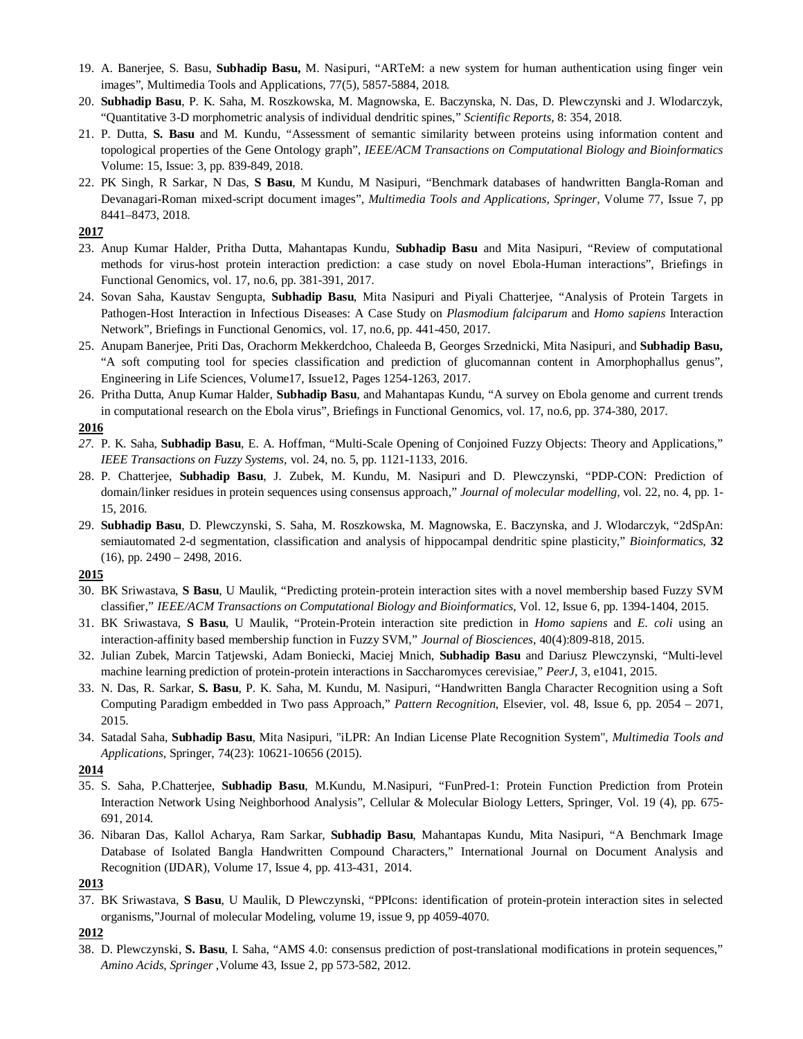19. A. Banerjee, S. Basu, **Subhadip Basu,** M. Nasipuri, "ARTeM: a new system for human authentication using finger vein images", Multimedia Tools and Applications, 77(5), 5857-5884, 2018.
20. **Subhadip Basu**, P. K. Saha, M. Roszkowska, M. Magnowska, E. Baczynska, N. Das, D. Plewczynski and J. Wlodarczyk, "Quantitative 3-D morphometric analysis of individual dendritic spines," *Scientific Reports*, 8: 354, 2018.
21. P. Dutta, **S. Basu** and M. Kundu, "Assessment of semantic similarity between proteins using information content and topological properties of the Gene Ontology graph", *IEEE/ACM Transactions on Computational Biology and Bioinformatics* Volume: 15, Issue: 3, pp. 839-849, 2018.
22. PK Singh, R Sarkar, N Das, **S Basu**, M Kundu, M Nasipuri, "Benchmark databases of handwritten Bangla-Roman and Devanagari-Roman mixed-script document images", *Multimedia Tools and Applications, Springer,* Volume 77, Issue 7, pp 8441–8473, 2018.

**2017**

23. Anup Kumar Halder, Pritha Dutta, Mahantapas Kundu, **Subhadip Basu** and Mita Nasipuri, "Review of computational methods for virus-host protein interaction prediction: a case study on novel Ebola-Human interactions", Briefings in Functional Genomics, vol. 17, no.6, pp. 381-391, 2017.
24. Sovan Saha, Kaustav Sengupta, **Subhadip Basu**, Mita Nasipuri and Piyali Chatterjee, "Analysis of Protein Targets in Pathogen-Host Interaction in Infectious Diseases: A Case Study on *Plasmodium falciparum* and *Homo sapiens* Interaction Network", Briefings in Functional Genomics, vol. 17, no.6, pp. 441-450, 2017.
25. Anupam Banerjee, Priti Das, Orachorm Mekkerdchoo, Chaleeda B, Georges Srzednicki, Mita Nasipuri, and **Subhadip Basu,** "A soft computing tool for species classification and prediction of glucomannan content in Amorphophallus genus", Engineering in Life Sciences, Volume17, Issue12, Pages 1254-1263, 2017.
26. Pritha Dutta, Anup Kumar Halder, **Subhadip Basu**, and Mahantapas Kundu, "A survey on Ebola genome and current trends in computational research on the Ebola virus", Briefings in Functional Genomics, vol. 17, no.6, pp. 374-380, 2017.

**2016**

27. P. K. Saha, **Subhadip Basu**, E. A. Hoffman, "Multi-Scale Opening of Conjoined Fuzzy Objects: Theory and Applications," *IEEE Transactions on Fuzzy Systems*, vol. 24, no. 5, pp. 1121-1133, 2016.
28. P. Chatterjee, **Subhadip Basu**, J. Zubek, M. Kundu, M. Nasipuri and D. Plewczynski, "PDP-CON: Prediction of domain/linker residues in protein sequences using consensus approach," *Journal of molecular modelling*, vol. 22, no. 4, pp. 1-15, 2016.
29. **Subhadip Basu**, D. Plewczynski, S. Saha, M. Roszkowska, M. Magnowska, E. Baczynska, and J. Wlodarczyk, "2dSpAn: semiautomated 2-d segmentation, classification and analysis of hippocampal dendritic spine plasticity," *Bioinformatics*, **32** (16), pp. 2490 – 2498, 2016.

**2015**

30. BK Sriwastava, **S Basu**, U Maulik, "Predicting protein-protein interaction sites with a novel membership based Fuzzy SVM classifier," *IEEE/ACM Transactions on Computational Biology and Bioinformatics*, Vol. 12, Issue 6, pp. 1394-1404, 2015.
31. BK Sriwastava, **S Basu**, U Maulik, "Protein-Protein interaction site prediction in *Homo sapiens* and *E. coli* using an interaction-affinity based membership function in Fuzzy SVM," *Journal of Biosciences*, 40(4):809-818, 2015.
32. Julian Zubek, Marcin Tatjewski, Adam Boniecki, Maciej Mnich, **Subhadip Basu** and Dariusz Plewczynski, "Multi-level machine learning prediction of protein-protein interactions in Saccharomyces cerevisiae," *PeerJ*, 3, e1041, 2015.
33. N. Das, R. Sarkar, **S. Basu**, P. K. Saha, M. Kundu, M. Nasipuri, "Handwritten Bangla Character Recognition using a Soft Computing Paradigm embedded in Two pass Approach," *Pattern Recognition*, Elsevier, vol. 48, Issue 6, pp. 2054 – 2071, 2015.
34. Satadal Saha, **Subhadip Basu**, Mita Nasipuri, "iLPR: An Indian License Plate Recognition System", *Multimedia Tools and Applications*, Springer, 74(23): 10621-10656 (2015).

**2014**

35. S. Saha, P.Chatterjee, **Subhadip Basu**, M.Kundu, M.Nasipuri, "FunPred-1: Protein Function Prediction from Protein Interaction Network Using Neighborhood Analysis", Cellular & Molecular Biology Letters, Springer, Vol. 19 (4), pp. 675-691, 2014.
36. Nibaran Das, Kallol Acharya, Ram Sarkar, **Subhadip Basu**, Mahantapas Kundu, Mita Nasipuri, "A Benchmark Image Database of Isolated Bangla Handwritten Compound Characters," International Journal on Document Analysis and Recognition (IJDAR), Volume 17, Issue 4, pp. 413-431, 2014.

**2013**

37. BK Sriwastava, **S Basu**, U Maulik, D Plewczynski, "PPIcons: identification of protein-protein interaction sites in selected organisms,"Journal of molecular Modeling, volume 19, issue 9, pp 4059-4070.

**2012**

38. D. Plewczynski, **S. Basu**, I. Saha, "AMS 4.0: consensus prediction of post-translational modifications in protein sequences," *Amino Acids, Springer* ,Volume 43, Issue 2, pp 573-582, 2012.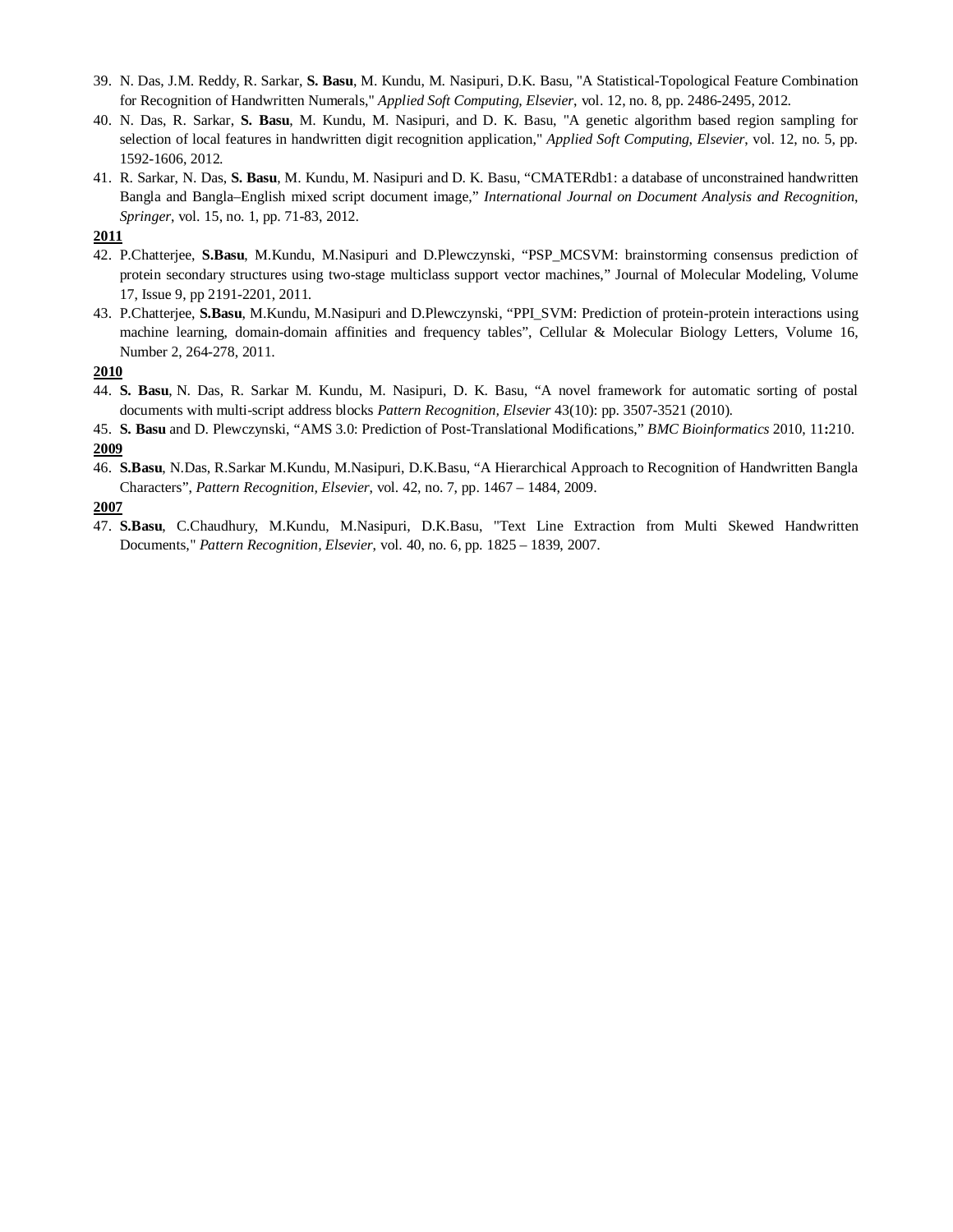39. N. Das, J.M. Reddy, R. Sarkar, **S. Basu**, M. Kundu, M. Nasipuri, D.K. Basu, "A Statistical-Topological Feature Combination for Recognition of Handwritten Numerals," *Applied Soft Computing, Elsevier*, vol. 12, no. 8, pp. 2486-2495, 2012.
40. N. Das, R. Sarkar, **S. Basu**, M. Kundu, M. Nasipuri, and D. K. Basu, "A genetic algorithm based region sampling for selection of local features in handwritten digit recognition application," *Applied Soft Computing, Elsevier*, vol. 12, no. 5, pp. 1592-1606, 2012.
41. R. Sarkar, N. Das, **S. Basu**, M. Kundu, M. Nasipuri and D. K. Basu, "CMATERdb1: a database of unconstrained handwritten Bangla and Bangla–English mixed script document image," *International Journal on Document Analysis and Recognition*, *Springer*, vol. 15, no. 1, pp. 71-83, 2012.

**<u>2011</u>**

42. P.Chatterjee, **S.Basu**, M.Kundu, M.Nasipuri and D.Plewczynski, "PSP_MCSVM: brainstorming consensus prediction of protein secondary structures using two-stage multiclass support vector machines," Journal of Molecular Modeling, Volume 17, Issue 9, pp 2191-2201, 2011.
43. P.Chatterjee, **S.Basu**, M.Kundu, M.Nasipuri and D.Plewczynski, "PPI_SVM: Prediction of protein-protein interactions using machine learning, domain-domain affinities and frequency tables", Cellular & Molecular Biology Letters, Volume 16, Number 2, 264-278, 2011.

**<u>2010</u>**

44. **S. Basu**, N. Das, R. Sarkar M. Kundu, M. Nasipuri, D. K. Basu, "A novel framework for automatic sorting of postal documents with multi-script address blocks *Pattern Recognition, Elsevier* 43(10): pp. 3507-3521 (2010).
45. **S. Basu** and D. Plewczynski, "AMS 3.0: Prediction of Post-Translational Modifications," *BMC Bioinformatics* 2010, 11**:**210.

**<u>2009</u>**

46. **S.Basu**, N.Das, R.Sarkar M.Kundu, M.Nasipuri, D.K.Basu, "A Hierarchical Approach to Recognition of Handwritten Bangla Characters", *Pattern Recognition, Elsevier*, vol. 42, no. 7, pp. 1467 – 1484, 2009.

**<u>2007</u>**

47. **S.Basu**, C.Chaudhury, M.Kundu, M.Nasipuri, D.K.Basu, "Text Line Extraction from Multi Skewed Handwritten Documents," *Pattern Recognition, Elsevier*, vol. 40, no. 6, pp. 1825 – 1839, 2007.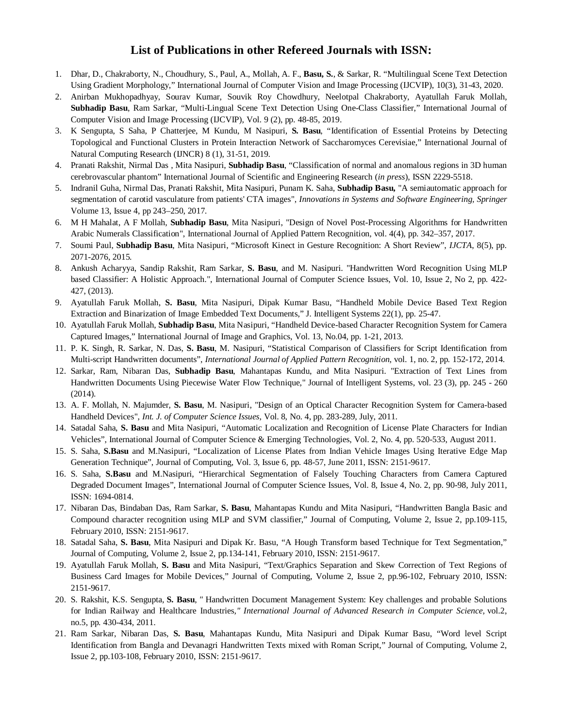## List of Publications in other Refereed Journals with ISSN:

1. Dhar, D., Chakraborty, N., Choudhury, S., Paul, A., Mollah, A. F., **Basu, S.**, & Sarkar, R. "Multilingual Scene Text Detection Using Gradient Morphology," International Journal of Computer Vision and Image Processing (IJCVIP), 10(3), 31-43, 2020.
2. Anirban Mukhopadhyay, Sourav Kumar, Souvik Roy Chowdhury, Neelotpal Chakraborty, Ayatullah Faruk Mollah, **Subhadip Basu**, Ram Sarkar, "Multi-Lingual Scene Text Detection Using One-Class Classifier," International Journal of Computer Vision and Image Processing (IJCVIP), Vol. 9 (2), pp. 48-85, 2019.
3. K Sengupta, S Saha, P Chatterjee, M Kundu, M Nasipuri, **S. Basu**, "Identification of Essential Proteins by Detecting Topological and Functional Clusters in Protein Interaction Network of Saccharomyces Cerevisiae," International Journal of Natural Computing Research (IJNCR) 8 (1), 31-51, 2019.
4. Pranati Rakshit, Nirmal Das , Mita Nasipuri, **Subhadip Basu**, "Classification of normal and anomalous regions in 3D human cerebrovascular phantom" International Journal of Scientific and Engineering Research (*in press*), ISSN 2229-5518.
5. Indranil Guha, Nirmal Das, Pranati Rakshit, Mita Nasipuri, Punam K. Saha, **Subhadip Basu,** "A semiautomatic approach for segmentation of carotid vasculature from patients' CTA images", *Innovations in Systems and Software Engineering, Springer* Volume 13, Issue 4, pp 243–250, 2017.
6. M H Mahalat, A F Mollah, **Subhadip Basu**, Mita Nasipuri, "Design of Novel Post-Processing Algorithms for Handwritten Arabic Numerals Classification", International Journal of Applied Pattern Recognition, vol. 4(4), pp. 342–357, 2017.
7. Soumi Paul, **Subhadip Basu**, Mita Nasipuri, "Microsoft Kinect in Gesture Recognition: A Short Review", *IJCTA*, 8(5), pp. 2071-2076, 2015.
8. Ankush Acharyya, Sandip Rakshit, Ram Sarkar, **S. Basu**, and M. Nasipuri. "Handwritten Word Recognition Using MLP based Classifier: A Holistic Approach.", International Journal of Computer Science Issues, Vol. 10, Issue 2, No 2, pp. 422-427, (2013).
9. Ayatullah Faruk Mollah, **S. Basu**, Mita Nasipuri, Dipak Kumar Basu, "Handheld Mobile Device Based Text Region Extraction and Binarization of Image Embedded Text Documents," J. Intelligent Systems 22(1), pp. 25-47.
10. Ayatullah Faruk Mollah, **Subhadip Basu**, Mita Nasipuri, "Handheld Device-based Character Recognition System for Camera Captured Images," International Journal of Image and Graphics, Vol. 13, No.04, pp. 1-21, 2013.
11. P. K. Singh, R. Sarkar, N. Das, **S. Basu**, M. Nasipuri, "Statistical Comparison of Classifiers for Script Identification from Multi-script Handwritten documents", *International Journal of Applied Pattern Recognition*, vol. 1, no. 2, pp. 152-172, 2014.
12. Sarkar, Ram, Nibaran Das, **Subhadip Basu**, Mahantapas Kundu, and Mita Nasipuri. "Extraction of Text Lines from Handwritten Documents Using Piecewise Water Flow Technique," Journal of Intelligent Systems, vol. 23 (3), pp. 245 - 260 (2014).
13. A. F. Mollah, N. Majumder, **S. Basu**, M. Nasipuri, "Design of an Optical Character Recognition System for Camera-based Handheld Devices", *Int. J. of Computer Science Issues*, Vol. 8, No. 4, pp. 283-289, July, 2011.
14. Satadal Saha, **S. Basu** and Mita Nasipuri, "Automatic Localization and Recognition of License Plate Characters for Indian Vehicles", International Journal of Computer Science & Emerging Technologies, Vol. 2, No. 4, pp. 520-533, August 2011.
15. S. Saha, **S.Basu** and M.Nasipuri, "Localization of License Plates from Indian Vehicle Images Using Iterative Edge Map Generation Technique", Journal of Computing, Vol. 3, Issue 6, pp. 48-57, June 2011, ISSN: 2151-9617.
16. S. Saha, **S.Basu** and M.Nasipuri, "Hierarchical Segmentation of Falsely Touching Characters from Camera Captured Degraded Document Images", International Journal of Computer Science Issues, Vol. 8, Issue 4, No. 2, pp. 90-98, July 2011, ISSN: 1694-0814.
17. Nibaran Das, Bindaban Das, Ram Sarkar, **S. Basu**, Mahantapas Kundu and Mita Nasipuri, "Handwritten Bangla Basic and Compound character recognition using MLP and SVM classifier," Journal of Computing, Volume 2, Issue 2, pp.109-115, February 2010, ISSN: 2151-9617.
18. Satadal Saha, **S. Basu**, Mita Nasipuri and Dipak Kr. Basu, "A Hough Transform based Technique for Text Segmentation," Journal of Computing, Volume 2, Issue 2, pp.134-141, February 2010, ISSN: 2151-9617.
19. Ayatullah Faruk Mollah, **S. Basu** and Mita Nasipuri, "Text/Graphics Separation and Skew Correction of Text Regions of Business Card Images for Mobile Devices," Journal of Computing, Volume 2, Issue 2, pp.96-102, February 2010, ISSN: 2151-9617.
20. S. Rakshit, K.S. Sengupta, **S. Basu**, *"* Handwritten Document Management System: Key challenges and probable Solutions for Indian Railway and Healthcare Industries,*" International Journal of Advanced Research in Computer Science,* vol.2, no.5, pp. 430-434, 2011.
21. Ram Sarkar, Nibaran Das, **S. Basu**, Mahantapas Kundu, Mita Nasipuri and Dipak Kumar Basu, "Word level Script Identification from Bangla and Devanagri Handwritten Texts mixed with Roman Script," Journal of Computing, Volume 2, Issue 2, pp.103-108, February 2010, ISSN: 2151-9617.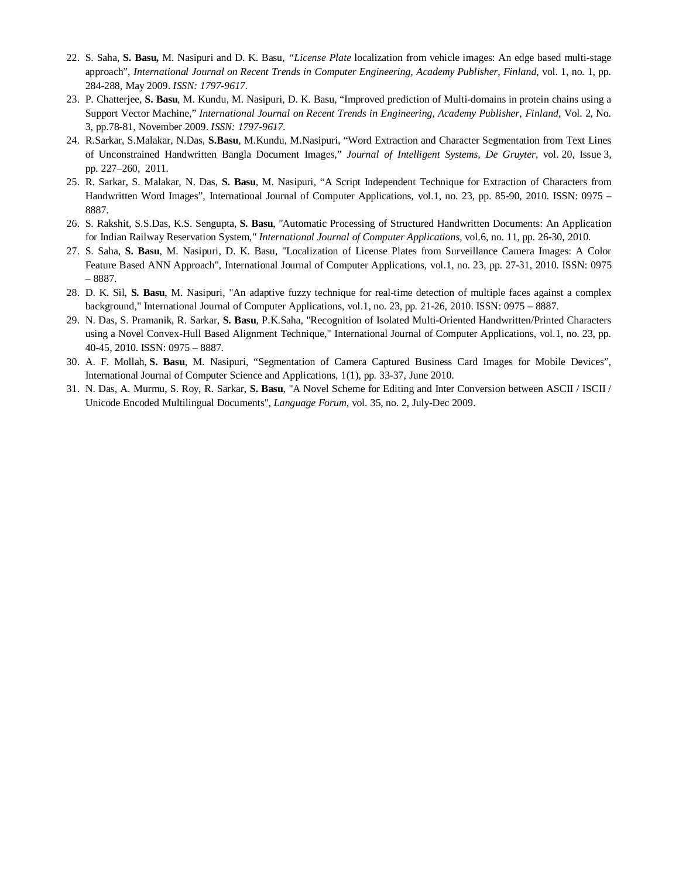22. S. Saha, **S. Basu,** M. Nasipuri and D. K. Basu, *"License Plate* localization from vehicle images: An edge based multi-stage approach", *International Journal on Recent Trends in Computer Engineering, Academy Publisher, Finland*, vol. 1, no. 1, pp. 284-288, May 2009. *ISSN: 1797-9617*.
23. P. Chatterjee, **S. Basu**, M. Kundu, M. Nasipuri, D. K. Basu, "Improved prediction of Multi-domains in protein chains using a Support Vector Machine," *International Journal on Recent Trends in Engineering, Academy Publisher, Finland*, Vol. 2, No. 3, pp.78-81, November 2009. *ISSN: 1797-9617*.
24. R.Sarkar, S.Malakar, N.Das, **S.Basu**, M.Kundu, M.Nasipuri, "Word Extraction and Character Segmentation from Text Lines of Unconstrained Handwritten Bangla Document Images," *Journal of Intelligent Systems*, *De Gruyter*, vol. 20, Issue 3, pp. 227–260, 2011.
25. R. Sarkar, S. Malakar, N. Das, **S. Basu**, M. Nasipuri, "A Script Independent Technique for Extraction of Characters from Handwritten Word Images", International Journal of Computer Applications, vol.1, no. 23, pp. 85-90, 2010. ISSN: 0975 – 8887.
26. S. Rakshit, S.S.Das, K.S. Sengupta, **S. Basu**, "Automatic Processing of Structured Handwritten Documents: An Application for Indian Railway Reservation System," *International Journal of Computer Applications,* vol.6, no. 11, pp. 26-30, 2010.
27. S. Saha, **S. Basu**, M. Nasipuri, D. K. Basu, "Localization of License Plates from Surveillance Camera Images: A Color Feature Based ANN Approach", International Journal of Computer Applications, vol.1, no. 23, pp. 27-31, 2010. ISSN: 0975 – 8887.
28. D. K. Sil, **S. Basu**, M. Nasipuri, "An adaptive fuzzy technique for real-time detection of multiple faces against a complex background," International Journal of Computer Applications, vol.1, no. 23, pp. 21-26, 2010. ISSN: 0975 – 8887.
29. N. Das, S. Pramanik, R. Sarkar, **S. Basu**, P.K.Saha, "Recognition of Isolated Multi-Oriented Handwritten/Printed Characters using a Novel Convex-Hull Based Alignment Technique," International Journal of Computer Applications, vol.1, no. 23, pp. 40-45, 2010. ISSN: 0975 – 8887.
30. A. F. Mollah, **S. Basu**, M. Nasipuri, "Segmentation of Camera Captured Business Card Images for Mobile Devices", International Journal of Computer Science and Applications, 1(1), pp. 33-37, June 2010.
31. N. Das, A. Murmu, S. Roy, R. Sarkar, **S. Basu**, "A Novel Scheme for Editing and Inter Conversion between ASCII / ISCII / Unicode Encoded Multilingual Documents", *Language Forum*, vol. 35, no. 2, July-Dec 2009.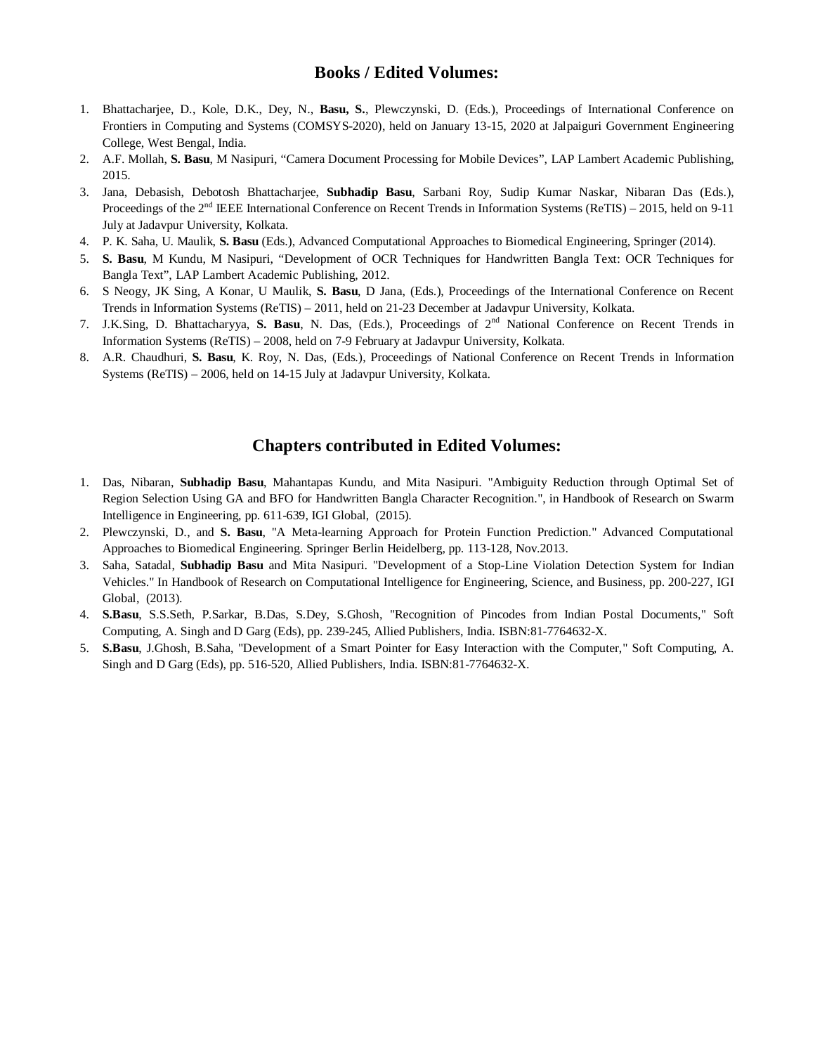## Books / Edited Volumes:

1. Bhattacharjee, D., Kole, D.K., Dey, N., **Basu, S.**, Plewczynski, D. (Eds.), Proceedings of International Conference on Frontiers in Computing and Systems (COMSYS-2020), held on January 13-15, 2020 at Jalpaiguri Government Engineering College, West Bengal, India.
2. A.F. Mollah, **S. Basu**, M Nasipuri, "Camera Document Processing for Mobile Devices", LAP Lambert Academic Publishing, 2015.
3. Jana, Debasish, Debotosh Bhattacharjee, **Subhadip Basu**, Sarbani Roy, Sudip Kumar Naskar, Nibaran Das (Eds.), Proceedings of the 2nd IEEE International Conference on Recent Trends in Information Systems (ReTIS) – 2015, held on 9-11 July at Jadavpur University, Kolkata.
4. P. K. Saha, U. Maulik, **S. Basu** (Eds.), Advanced Computational Approaches to Biomedical Engineering, Springer (2014).
5. **S. Basu**, M Kundu, M Nasipuri, "Development of OCR Techniques for Handwritten Bangla Text: OCR Techniques for Bangla Text", LAP Lambert Academic Publishing, 2012.
6. S Neogy, JK Sing, A Konar, U Maulik, **S. Basu**, D Jana, (Eds.), Proceedings of the International Conference on Recent Trends in Information Systems (ReTIS) – 2011, held on 21-23 December at Jadavpur University, Kolkata.
7. J.K.Sing, D. Bhattacharyya, **S. Basu**, N. Das, (Eds.), Proceedings of 2nd National Conference on Recent Trends in Information Systems (ReTIS) – 2008, held on 7-9 February at Jadavpur University, Kolkata.
8. A.R. Chaudhuri, **S. Basu**, K. Roy, N. Das, (Eds.), Proceedings of National Conference on Recent Trends in Information Systems (ReTIS) – 2006, held on 14-15 July at Jadavpur University, Kolkata.

## Chapters contributed in Edited Volumes:

1. Das, Nibaran, **Subhadip Basu**, Mahantapas Kundu, and Mita Nasipuri. "Ambiguity Reduction through Optimal Set of Region Selection Using GA and BFO for Handwritten Bangla Character Recognition.", in Handbook of Research on Swarm Intelligence in Engineering, pp. 611-639, IGI Global, (2015).
2. Plewczynski, D., and **S. Basu**, "A Meta-learning Approach for Protein Function Prediction." Advanced Computational Approaches to Biomedical Engineering. Springer Berlin Heidelberg, pp. 113-128, Nov.2013.
3. Saha, Satadal, **Subhadip Basu** and Mita Nasipuri. "Development of a Stop-Line Violation Detection System for Indian Vehicles." In Handbook of Research on Computational Intelligence for Engineering, Science, and Business, pp. 200-227, IGI Global, (2013).
4. **S.Basu**, S.S.Seth, P.Sarkar, B.Das, S.Dey, S.Ghosh, "Recognition of Pincodes from Indian Postal Documents," Soft Computing, A. Singh and D Garg (Eds), pp. 239-245, Allied Publishers, India. ISBN:81-7764632-X.
5. **S.Basu**, J.Ghosh, B.Saha, "Development of a Smart Pointer for Easy Interaction with the Computer," Soft Computing, A. Singh and D Garg (Eds), pp. 516-520, Allied Publishers, India. ISBN:81-7764632-X.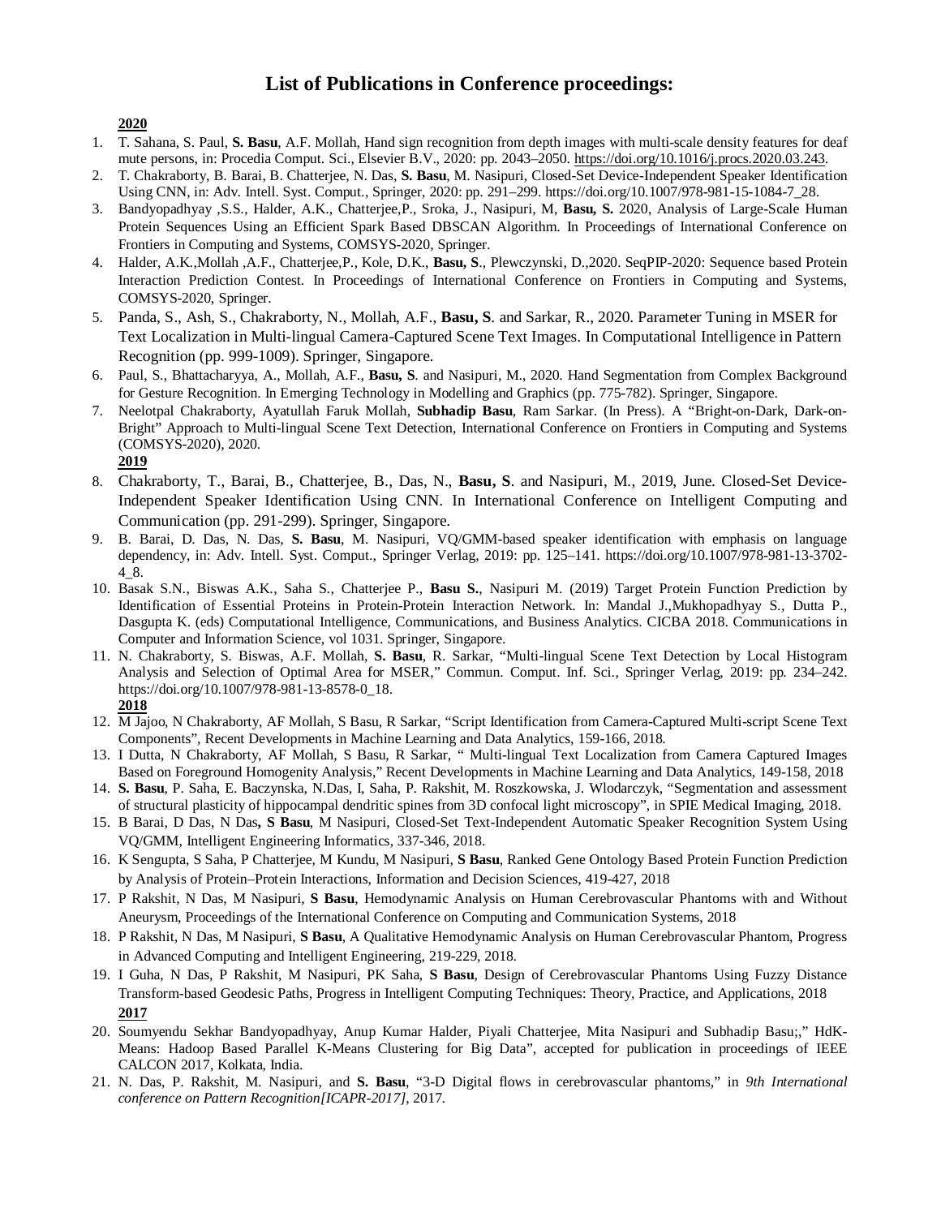# List of Publications in Conference proceedings:

**2020**

1. T. Sahana, S. Paul, **S. Basu**, A.F. Mollah, Hand sign recognition from depth images with multi-scale density features for deaf mute persons, in: Procedia Comput. Sci., Elsevier B.V., 2020: pp. 2043–2050. https://doi.org/10.1016/j.procs.2020.03.243.
2. T. Chakraborty, B. Barai, B. Chatterjee, N. Das, **S. Basu**, M. Nasipuri, Closed-Set Device-Independent Speaker Identification Using CNN, in: Adv. Intell. Syst. Comput., Springer, 2020: pp. 291–299. https://doi.org/10.1007/978-981-15-1084-7_28.
3. Bandyopadhyay ,S.S., Halder, A.K., Chatterjee,P., Sroka, J., Nasipuri, M, **Basu, S.** 2020, Analysis of Large-Scale Human Protein Sequences Using an Efficient Spark Based DBSCAN Algorithm. In Proceedings of International Conference on Frontiers in Computing and Systems, COMSYS-2020, Springer.
4. Halder, A.K.,Mollah ,A.F., Chatterjee,P., Kole, D.K., **Basu, S**., Plewczynski, D.,2020. SeqPIP-2020: Sequence based Protein Interaction Prediction Contest. In Proceedings of International Conference on Frontiers in Computing and Systems, COMSYS-2020, Springer.
5. Panda, S., Ash, S., Chakraborty, N., Mollah, A.F., **Basu, S**. and Sarkar, R., 2020. Parameter Tuning in MSER for Text Localization in Multi-lingual Camera-Captured Scene Text Images. In Computational Intelligence in Pattern Recognition (pp. 999-1009). Springer, Singapore.
6. Paul, S., Bhattacharyya, A., Mollah, A.F., **Basu, S**. and Nasipuri, M., 2020. Hand Segmentation from Complex Background for Gesture Recognition. In Emerging Technology in Modelling and Graphics (pp. 775-782). Springer, Singapore.
7. Neelotpal Chakraborty, Ayatullah Faruk Mollah, **Subhadip Basu**, Ram Sarkar. (In Press). A "Bright-on-Dark, Dark-on-Bright" Approach to Multi-lingual Scene Text Detection, International Conference on Frontiers in Computing and Systems (COMSYS-2020), 2020.

**2019**

8. Chakraborty, T., Barai, B., Chatterjee, B., Das, N., **Basu, S**. and Nasipuri, M., 2019, June. Closed-Set Device-Independent Speaker Identification Using CNN. In International Conference on Intelligent Computing and Communication (pp. 291-299). Springer, Singapore.
9. B. Barai, D. Das, N. Das, **S. Basu**, M. Nasipuri, VQ/GMM-based speaker identification with emphasis on language dependency, in: Adv. Intell. Syst. Comput., Springer Verlag, 2019: pp. 125–141. https://doi.org/10.1007/978-981-13-3702-4_8.
10. Basak S.N., Biswas A.K., Saha S., Chatterjee P., **Basu S.**, Nasipuri M. (2019) Target Protein Function Prediction by Identification of Essential Proteins in Protein-Protein Interaction Network. In: Mandal J.,Mukhopadhyay S., Dutta P., Dasgupta K. (eds) Computational Intelligence, Communications, and Business Analytics. CICBA 2018. Communications in Computer and Information Science, vol 1031. Springer, Singapore.
11. N. Chakraborty, S. Biswas, A.F. Mollah, **S. Basu**, R. Sarkar, "Multi-lingual Scene Text Detection by Local Histogram Analysis and Selection of Optimal Area for MSER," Commun. Comput. Inf. Sci., Springer Verlag, 2019: pp. 234–242. https://doi.org/10.1007/978-981-13-8578-0_18.

**2018**

12. M Jajoo, N Chakraborty, AF Mollah, S Basu, R Sarkar, "Script Identification from Camera-Captured Multi-script Scene Text Components", Recent Developments in Machine Learning and Data Analytics, 159-166, 2018.
13. I Dutta, N Chakraborty, AF Mollah, S Basu, R Sarkar, " Multi-lingual Text Localization from Camera Captured Images Based on Foreground Homogenity Analysis," Recent Developments in Machine Learning and Data Analytics, 149-158, 2018
14. **S. Basu**, P. Saha, E. Baczynska, N.Das, I, Saha, P. Rakshit, M. Roszkowska, J. Wlodarczyk, "Segmentation and assessment of structural plasticity of hippocampal dendritic spines from 3D confocal light microscopy", in SPIE Medical Imaging, 2018.
15. B Barai, D Das, N Das**, S Basu**, M Nasipuri, Closed-Set Text-Independent Automatic Speaker Recognition System Using VQ/GMM, Intelligent Engineering Informatics, 337-346, 2018.
16. K Sengupta, S Saha, P Chatterjee, M Kundu, M Nasipuri, **S Basu**, Ranked Gene Ontology Based Protein Function Prediction by Analysis of Protein–Protein Interactions, Information and Decision Sciences, 419-427, 2018
17. P Rakshit, N Das, M Nasipuri, **S Basu**, Hemodynamic Analysis on Human Cerebrovascular Phantoms with and Without Aneurysm, Proceedings of the International Conference on Computing and Communication Systems, 2018
18. P Rakshit, N Das, M Nasipuri, **S Basu**, A Qualitative Hemodynamic Analysis on Human Cerebrovascular Phantom, Progress in Advanced Computing and Intelligent Engineering, 219-229, 2018.
19. I Guha, N Das, P Rakshit, M Nasipuri, PK Saha, **S Basu**, Design of Cerebrovascular Phantoms Using Fuzzy Distance Transform-based Geodesic Paths, Progress in Intelligent Computing Techniques: Theory, Practice, and Applications, 2018

**2017**

20. Soumyendu Sekhar Bandyopadhyay, Anup Kumar Halder, Piyali Chatterjee, Mita Nasipuri and Subhadip Basu;," HdK-Means: Hadoop Based Parallel K-Means Clustering for Big Data", accepted for publication in proceedings of IEEE CALCON 2017, Kolkata, India.
21. N. Das, P. Rakshit, M. Nasipuri, and **S. Basu**, "3-D Digital flows in cerebrovascular phantoms," in *9th International conference on Pattern Recognition[ICAPR-2017]*, 2017.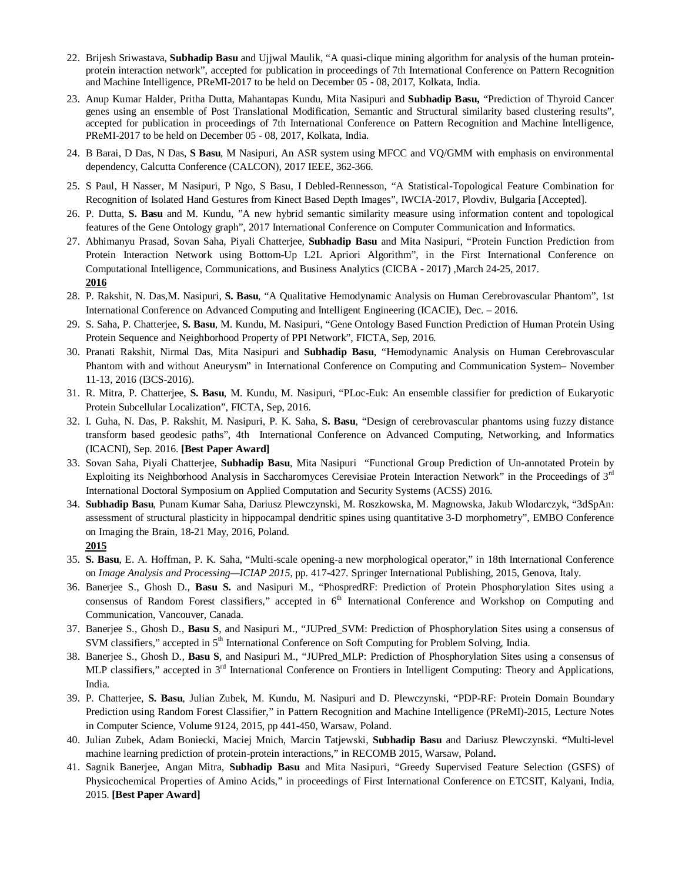22. Brijesh Sriwastava, **Subhadip Basu** and Ujjwal Maulik, "A quasi-clique mining algorithm for analysis of the human protein-protein interaction network", accepted for publication in proceedings of 7th International Conference on Pattern Recognition and Machine Intelligence, PReMI-2017 to be held on December 05 - 08, 2017, Kolkata, India.
23. Anup Kumar Halder, Pritha Dutta, Mahantapas Kundu, Mita Nasipuri and **Subhadip Basu,** "Prediction of Thyroid Cancer genes using an ensemble of Post Translational Modification, Semantic and Structural similarity based clustering results", accepted for publication in proceedings of 7th International Conference on Pattern Recognition and Machine Intelligence, PReMI-2017 to be held on December 05 - 08, 2017, Kolkata, India.
24. B Barai, D Das, N Das, **S Basu**, M Nasipuri, An ASR system using MFCC and VQ/GMM with emphasis on environmental dependency, Calcutta Conference (CALCON), 2017 IEEE, 362-366.
25. S Paul, H Nasser, M Nasipuri, P Ngo, S Basu, I Debled-Rennesson, "A Statistical-Topological Feature Combination for Recognition of Isolated Hand Gestures from Kinect Based Depth Images", IWCIA-2017, Plovdiv, Bulgaria [Accepted].
26. P. Dutta, **S. Basu** and M. Kundu, "A new hybrid semantic similarity measure using information content and topological features of the Gene Ontology graph", 2017 International Conference on Computer Communication and Informatics.
27. Abhimanyu Prasad, Sovan Saha, Piyali Chatterjee, **Subhadip Basu** and Mita Nasipuri, "Protein Function Prediction from Protein Interaction Network using Bottom-Up L2L Apriori Algorithm", in the First International Conference on Computational Intelligence, Communications, and Business Analytics (CICBA - 2017) ,March 24-25, 2017.

**2016**

28. P. Rakshit, N. Das,M. Nasipuri, **S. Basu**, "A Qualitative Hemodynamic Analysis on Human Cerebrovascular Phantom", 1st International Conference on Advanced Computing and Intelligent Engineering (ICACIE), Dec. – 2016.
29. S. Saha, P. Chatterjee, **S. Basu**, M. Kundu, M. Nasipuri, "Gene Ontology Based Function Prediction of Human Protein Using Protein Sequence and Neighborhood Property of PPI Network", FICTA, Sep, 2016.
30. Pranati Rakshit, Nirmal Das, Mita Nasipuri and **Subhadip Basu**, "Hemodynamic Analysis on Human Cerebrovascular Phantom with and without Aneurysm" in International Conference on Computing and Communication System– November 11-13, 2016 (I3CS-2016).
31. R. Mitra, P. Chatterjee, **S. Basu**, M. Kundu, M. Nasipuri, "PLoc-Euk: An ensemble classifier for prediction of Eukaryotic Protein Subcellular Localization", FICTA, Sep, 2016.
32. I. Guha, N. Das, P. Rakshit, M. Nasipuri, P. K. Saha, **S. Basu**, "Design of cerebrovascular phantoms using fuzzy distance transform based geodesic paths", 4th International Conference on Advanced Computing, Networking, and Informatics (ICACNI), Sep. 2016. **[Best Paper Award]**
33. Sovan Saha, Piyali Chatterjee, **Subhadip Basu**, Mita Nasipuri "Functional Group Prediction of Un-annotated Protein by Exploiting its Neighborhood Analysis in Saccharomyces Cerevisiae Protein Interaction Network" in the Proceedings of 3rd International Doctoral Symposium on Applied Computation and Security Systems (ACSS) 2016.
34. **Subhadip Basu**, Punam Kumar Saha, Dariusz Plewczynski, M. Roszkowska, M. Magnowska, Jakub Wlodarczyk, "3dSpAn: assessment of structural plasticity in hippocampal dendritic spines using quantitative 3-D morphometry", EMBO Conference on Imaging the Brain, 18-21 May, 2016, Poland.

**2015**

35. **S. Basu**, E. A. Hoffman, P. K. Saha, "Multi-scale opening-a new morphological operator," in 18th International Conference on *Image Analysis and Processing—ICIAP 2015*, pp. 417-427. Springer International Publishing, 2015, Genova, Italy.
36. Banerjee S., Ghosh D., **Basu S.** and Nasipuri M., "PhospredRF: Prediction of Protein Phosphorylation Sites using a consensus of Random Forest classifiers," accepted in 6th International Conference and Workshop on Computing and Communication, Vancouver, Canada.
37. Banerjee S., Ghosh D., **Basu S**, and Nasipuri M., "JUPred_SVM: Prediction of Phosphorylation Sites using a consensus of SVM classifiers," accepted in 5th International Conference on Soft Computing for Problem Solving, India.
38. Banerjee S., Ghosh D., **Basu S**, and Nasipuri M., "JUPred_MLP: Prediction of Phosphorylation Sites using a consensus of MLP classifiers," accepted in 3rd International Conference on Frontiers in Intelligent Computing: Theory and Applications, India.
39. P. Chatterjee, **S. Basu**, Julian Zubek, M. Kundu, M. Nasipuri and D. Plewczynski, "PDP-RF: Protein Domain Boundary Prediction using Random Forest Classifier," in Pattern Recognition and Machine Intelligence (PReMI)-2015, Lecture Notes in Computer Science, Volume 9124, 2015, pp 441-450, Warsaw, Poland.
40. Julian Zubek, Adam Boniecki, Maciej Mnich, Marcin Tatjewski, **Subhadip Basu** and Dariusz Plewczynski. **"**Multi-level machine learning prediction of protein-protein interactions," in RECOMB 2015, Warsaw, Poland**.**
41. Sagnik Banerjee, Angan Mitra, **Subhadip Basu** and Mita Nasipuri, "Greedy Supervised Feature Selection (GSFS) of Physicochemical Properties of Amino Acids," in proceedings of First International Conference on ETCSIT, Kalyani, India, 2015. **[Best Paper Award]**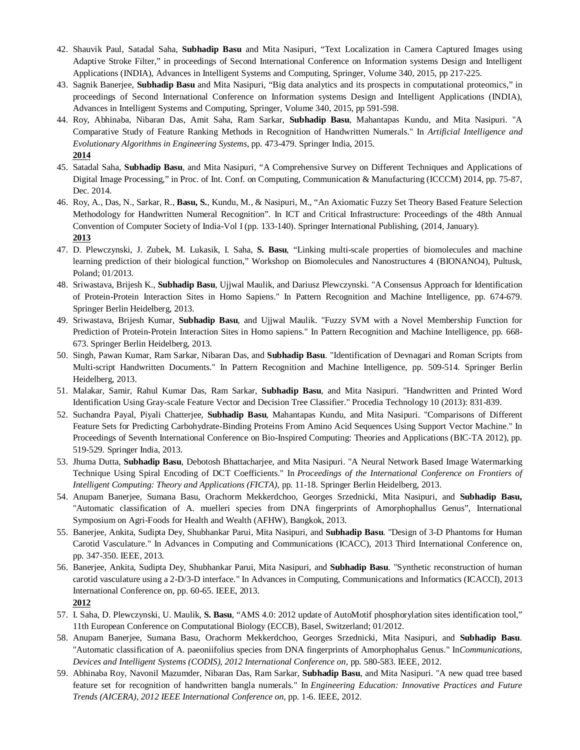42. Shauvik Paul, Satadal Saha, **Subhadip Basu** and Mita Nasipuri, “Text Localization in Camera Captured Images using Adaptive Stroke Filter,” in proceedings of Second International Conference on Information systems Design and Intelligent Applications (INDIA), Advances in Intelligent Systems and Computing, Springer, Volume 340, 2015, pp 217-225.
43. Sagnik Banerjee, **Subhadip Basu** and Mita Nasipuri, “Big data analytics and its prospects in computational proteomics,” in proceedings of Second International Conference on Information systems Design and Intelligent Applications (INDIA), Advances in Intelligent Systems and Computing, Springer, Volume 340, 2015, pp 591-598.
44. Roy, Abhinaba, Nibaran Das, Amit Saha, Ram Sarkar, **Subhadip Basu**, Mahantapas Kundu, and Mita Nasipuri. "A Comparative Study of Feature Ranking Methods in Recognition of Handwritten Numerals." In *Artificial Intelligence and Evolutionary Algorithms in Engineering Systems*, pp. 473-479. Springer India, 2015.

**2014**

45. Satadal Saha, **Subhadip Basu**, and Mita Nasipuri, “A Comprehensive Survey on Different Techniques and Applications of Digital Image Processing,” in Proc. of Int. Conf. on Computing, Communication & Manufacturing (ICCCM) 2014, pp. 75-87, Dec. 2014.
46. Roy, A., Das, N., Sarkar, R., **Basu, S.**, Kundu, M., & Nasipuri, M., “An Axiomatic Fuzzy Set Theory Based Feature Selection Methodology for Handwritten Numeral Recognition”. In ICT and Critical Infrastructure: Proceedings of the 48th Annual Convention of Computer Society of India-Vol I (pp. 133-140). Springer International Publishing, (2014, January).

**2013**

47. D. Plewczynski, J. Zubek, M. Lukasik, I. Saha, **S. Basu**, “Linking multi-scale properties of biomolecules and machine learning prediction of their biological function,” Workshop on Biomolecules and Nanostructures 4 (BIONANO4), Pultusk, Poland; 01/2013.
48. Sriwastava, Brijesh K., **Subhadip Basu**, Ujjwal Maulik, and Dariusz Plewczynski. "A Consensus Approach for Identification of Protein-Protein Interaction Sites in Homo Sapiens." In Pattern Recognition and Machine Intelligence, pp. 674-679. Springer Berlin Heidelberg, 2013.
49. Sriwastava, Brijesh Kumar, **Subhadip Basu**, and Ujjwal Maulik. "Fuzzy SVM with a Novel Membership Function for Prediction of Protein-Protein Interaction Sites in Homo sapiens." In Pattern Recognition and Machine Intelligence, pp. 668-673. Springer Berlin Heidelberg, 2013.
50. Singh, Pawan Kumar, Ram Sarkar, Nibaran Das, and **Subhadip Basu**. "Identification of Devnagari and Roman Scripts from Multi-script Handwritten Documents." In Pattern Recognition and Machine Intelligence, pp. 509-514. Springer Berlin Heidelberg, 2013.
51. Malakar, Samir, Rahul Kumar Das, Ram Sarkar, **Subhadip Basu**, and Mita Nasipuri. "Handwritten and Printed Word Identification Using Gray-scale Feature Vector and Decision Tree Classifier." Procedia Technology 10 (2013): 831-839.
52. Suchandra Payal, Piyali Chatterjee, **Subhadip Basu**, Mahantapas Kundu, and Mita Nasipuri. "Comparisons of Different Feature Sets for Predicting Carbohydrate-Binding Proteins From Amino Acid Sequences Using Support Vector Machine." In Proceedings of Seventh International Conference on Bio-Inspired Computing: Theories and Applications (BIC-TA 2012), pp. 519-529. Springer India, 2013.
53. Jhuma Dutta, **Subhadip Basu**, Debotosh Bhattacharjee, and Mita Nasipuri. "A Neural Network Based Image Watermarking Technique Using Spiral Encoding of DCT Coefficients." In *Proceedings of the International Conference on Frontiers of Intelligent Computing: Theory and Applications (FICTA)*, pp. 11-18. Springer Berlin Heidelberg, 2013.
54. Anupam Banerjee, Sumana Basu, Orachorm Mekkerdchoo, Georges Srzednicki, Mita Nasipuri, and **Subhadip Basu,** "Automatic classification of A. muelleri species from DNA fingerprints of Amorphophallus Genus”, International Symposium on Agri-Foods for Health and Wealth (AFHW), Bangkok, 2013.
55. Banerjee, Ankita, Sudipta Dey, Shubhankar Parui, Mita Nasipuri, and **Subhadip Basu**. "Design of 3-D Phantoms for Human Carotid Vasculature." In Advances in Computing and Communications (ICACC), 2013 Third International Conference on, pp. 347-350. IEEE, 2013.
56. Banerjee, Ankita, Sudipta Dey, Shubhankar Parui, Mita Nasipuri, and **Subhadip Basu**. "Synthetic reconstruction of human carotid vasculature using a 2-D/3-D interface." In Advances in Computing, Communications and Informatics (ICACCI), 2013 International Conference on, pp. 60-65. IEEE, 2013.

**2012**

57. I. Saha, D. Plewczynski, U. Maulik, **S. Basu**, “AMS 4.0: 2012 update of AutoMotif phosphorylation sites identification tool,” 11th European Conference on Computational Biology (ECCB), Basel, Switzerland; 01/2012.
58. Anupam Banerjee, Sumana Basu, Orachorm Mekkerdchoo, Georges Srzednicki, Mita Nasipuri, and **Subhadip Basu**. "Automatic classification of A. paeoniifolius species from DNA fingerprints of Amorphophalus Genus." In*Communications, Devices and Intelligent Systems (CODIS), 2012 International Conference on*, pp. 580-583. IEEE, 2012.
59. Abhinaba Roy, Navonil Mazumder, Nibaran Das, Ram Sarkar, **Subhadip Basu**, and Mita Nasipuri. "A new quad tree based feature set for recognition of handwritten bangla numerals." In *Engineering Education: Innovative Practices and Future Trends (AICERA), 2012 IEEE International Conference on*, pp. 1-6. IEEE, 2012.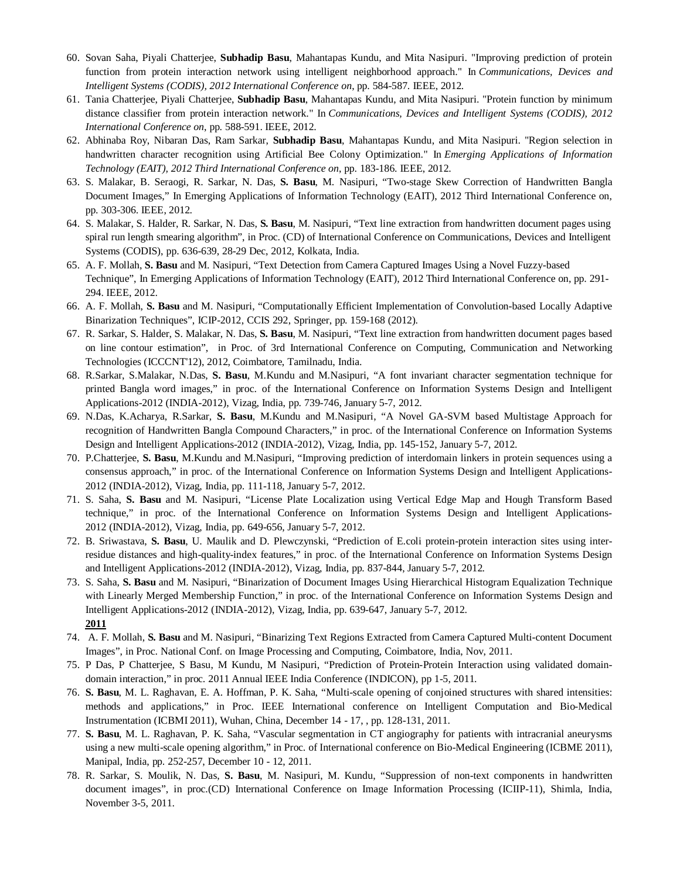60. Sovan Saha, Piyali Chatterjee, **Subhadip Basu**, Mahantapas Kundu, and Mita Nasipuri. "Improving prediction of protein function from protein interaction network using intelligent neighborhood approach." In *Communications, Devices and Intelligent Systems (CODIS), 2012 International Conference on*, pp. 584-587. IEEE, 2012.
61. Tania Chatterjee, Piyali Chatterjee, **Subhadip Basu**, Mahantapas Kundu, and Mita Nasipuri. "Protein function by minimum distance classifier from protein interaction network." In *Communications, Devices and Intelligent Systems (CODIS), 2012 International Conference on*, pp. 588-591. IEEE, 2012.
62. Abhinaba Roy, Nibaran Das, Ram Sarkar, **Subhadip Basu**, Mahantapas Kundu, and Mita Nasipuri. "Region selection in handwritten character recognition using Artificial Bee Colony Optimization." In *Emerging Applications of Information Technology (EAIT), 2012 Third International Conference on*, pp. 183-186. IEEE, 2012.
63. S. Malakar, B. Seraogi, R. Sarkar, N. Das, **S. Basu**, M. Nasipuri, "Two-stage Skew Correction of Handwritten Bangla Document Images," In Emerging Applications of Information Technology (EAIT), 2012 Third International Conference on, pp. 303-306. IEEE, 2012.
64. S. Malakar, S. Halder, R. Sarkar, N. Das, **S. Basu**, M. Nasipuri, "Text line extraction from handwritten document pages using spiral run length smearing algorithm", in Proc. (CD) of International Conference on Communications, Devices and Intelligent Systems (CODIS), pp. 636-639, 28-29 Dec, 2012, Kolkata, India.
65. A. F. Mollah, **S. Basu** and M. Nasipuri, "Text Detection from Camera Captured Images Using a Novel Fuzzy-based Technique", In Emerging Applications of Information Technology (EAIT), 2012 Third International Conference on, pp. 291-294. IEEE, 2012.
66. A. F. Mollah, **S. Basu** and M. Nasipuri, "Computationally Efficient Implementation of Convolution-based Locally Adaptive Binarization Techniques", ICIP-2012, CCIS 292, Springer, pp. 159-168 (2012).
67. R. Sarkar, S. Halder, S. Malakar, N. Das, **S. Basu**, M. Nasipuri, "Text line extraction from handwritten document pages based on line contour estimation", in Proc. of 3rd International Conference on Computing, Communication and Networking Technologies (ICCCNT'12), 2012, Coimbatore, Tamilnadu, India.
68. R.Sarkar, S.Malakar, N.Das, **S. Basu**, M.Kundu and M.Nasipuri, "A font invariant character segmentation technique for printed Bangla word images," in proc. of the International Conference on Information Systems Design and Intelligent Applications-2012 (INDIA-2012), Vizag, India, pp. 739-746, January 5-7, 2012.
69. N.Das, K.Acharya, R.Sarkar, **S. Basu**, M.Kundu and M.Nasipuri, "A Novel GA-SVM based Multistage Approach for recognition of Handwritten Bangla Compound Characters," in proc. of the International Conference on Information Systems Design and Intelligent Applications-2012 (INDIA-2012), Vizag, India, pp. 145-152, January 5-7, 2012.
70. P.Chatterjee, **S. Basu**, M.Kundu and M.Nasipuri, "Improving prediction of interdomain linkers in protein sequences using a consensus approach," in proc. of the International Conference on Information Systems Design and Intelligent Applications-2012 (INDIA-2012), Vizag, India, pp. 111-118, January 5-7, 2012.
71. S. Saha, **S. Basu** and M. Nasipuri, "License Plate Localization using Vertical Edge Map and Hough Transform Based technique," in proc. of the International Conference on Information Systems Design and Intelligent Applications-2012 (INDIA-2012), Vizag, India, pp. 649-656, January 5-7, 2012.
72. B. Sriwastava, **S. Basu**, U. Maulik and D. Plewczynski, "Prediction of E.coli protein-protein interaction sites using inter-residue distances and high-quality-index features," in proc. of the International Conference on Information Systems Design and Intelligent Applications-2012 (INDIA-2012), Vizag, India, pp. 837-844, January 5-7, 2012.
73. S. Saha, **S. Basu** and M. Nasipuri, "Binarization of Document Images Using Hierarchical Histogram Equalization Technique with Linearly Merged Membership Function," in proc. of the International Conference on Information Systems Design and Intelligent Applications-2012 (INDIA-2012), Vizag, India, pp. 639-647, January 5-7, 2012.

**2011**

74. A. F. Mollah, **S. Basu** and M. Nasipuri, "Binarizing Text Regions Extracted from Camera Captured Multi-content Document Images", in Proc. National Conf. on Image Processing and Computing, Coimbatore, India, Nov, 2011.
75. P Das, P Chatterjee, S Basu, M Kundu, M Nasipuri, "Prediction of Protein-Protein Interaction using validated domain-domain interaction," in proc. 2011 Annual IEEE India Conference (INDICON), pp 1-5, 2011.
76. **S. Basu**, M. L. Raghavan, E. A. Hoffman, P. K. Saha, "Multi-scale opening of conjoined structures with shared intensities: methods and applications," in Proc. IEEE International conference on Intelligent Computation and Bio-Medical Instrumentation (ICBMI 2011), Wuhan, China, December 14 - 17, , pp. 128-131, 2011.
77. **S. Basu**, M. L. Raghavan, P. K. Saha, "Vascular segmentation in CT angiography for patients with intracranial aneurysms using a new multi-scale opening algorithm," in Proc. of International conference on Bio-Medical Engineering (ICBME 2011), Manipal, India, pp. 252-257, December 10 - 12, 2011.
78. R. Sarkar, S. Moulik, N. Das, **S. Basu**, M. Nasipuri, M. Kundu, "Suppression of non-text components in handwritten document images", in proc.(CD) International Conference on Image Information Processing (ICIIP-11), Shimla, India, November 3-5, 2011.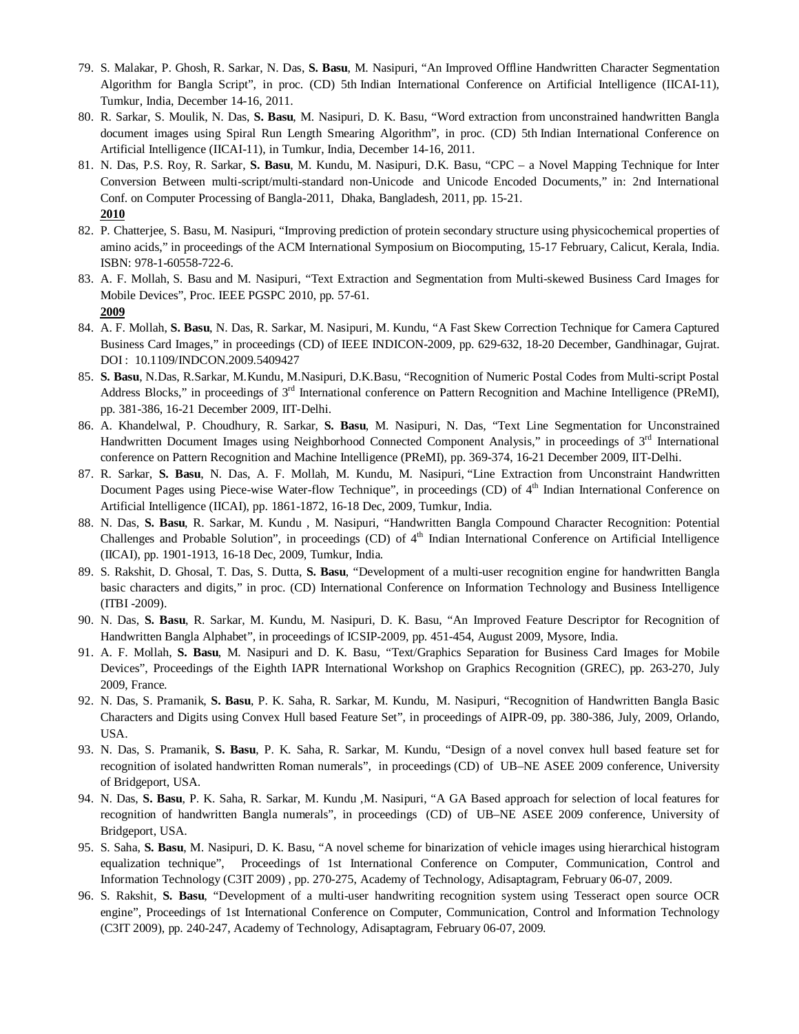79. S. Malakar, P. Ghosh, R. Sarkar, N. Das, **S. Basu**, M. Nasipuri, "An Improved Offline Handwritten Character Segmentation Algorithm for Bangla Script", in proc. (CD) 5th Indian International Conference on Artificial Intelligence (IICAI-11), Tumkur, India, December 14-16, 2011.
80. R. Sarkar, S. Moulik, N. Das, **S. Basu**, M. Nasipuri, D. K. Basu, "Word extraction from unconstrained handwritten Bangla document images using Spiral Run Length Smearing Algorithm", in proc. (CD) 5th Indian International Conference on Artificial Intelligence (IICAI-11), in Tumkur, India, December 14-16, 2011.
81. N. Das, P.S. Roy, R. Sarkar, **S. Basu**, M. Kundu, M. Nasipuri, D.K. Basu, "CPC – a Novel Mapping Technique for Inter Conversion Between multi-script/multi-standard non-Unicode and Unicode Encoded Documents," in: 2nd International Conf. on Computer Processing of Bangla-2011, Dhaka, Bangladesh, 2011, pp. 15-21.

**2010**

82. P. Chatterjee, S. Basu, M. Nasipuri, "Improving prediction of protein secondary structure using physicochemical properties of amino acids," in proceedings of the ACM International Symposium on Biocomputing, 15-17 February, Calicut, Kerala, India. ISBN: 978-1-60558-722-6.
83. A. F. Mollah, S. Basu and M. Nasipuri, "Text Extraction and Segmentation from Multi-skewed Business Card Images for Mobile Devices", Proc. IEEE PGSPC 2010, pp. 57-61.

**2009**

84. A. F. Mollah, **S. Basu**, N. Das, R. Sarkar, M. Nasipuri, M. Kundu, "A Fast Skew Correction Technique for Camera Captured Business Card Images," in proceedings (CD) of IEEE INDICON-2009, pp. 629-632, 18-20 December, Gandhinagar, Gujrat. DOI : 10.1109/INDCON.2009.5409427
85. **S. Basu**, N.Das, R.Sarkar, M.Kundu, M.Nasipuri, D.K.Basu, "Recognition of Numeric Postal Codes from Multi-script Postal Address Blocks," in proceedings of 3rd International conference on Pattern Recognition and Machine Intelligence (PReMI), pp. 381-386, 16-21 December 2009, IIT-Delhi.
86. A. Khandelwal, P. Choudhury, R. Sarkar, **S. Basu**, M. Nasipuri, N. Das, "Text Line Segmentation for Unconstrained Handwritten Document Images using Neighborhood Connected Component Analysis," in proceedings of 3rd International conference on Pattern Recognition and Machine Intelligence (PReMI), pp. 369-374, 16-21 December 2009, IIT-Delhi.
87. R. Sarkar, **S. Basu**, N. Das, A. F. Mollah, M. Kundu, M. Nasipuri, "Line Extraction from Unconstraint Handwritten Document Pages using Piece-wise Water-flow Technique", in proceedings (CD) of 4th Indian International Conference on Artificial Intelligence (IICAI), pp. 1861-1872, 16-18 Dec, 2009, Tumkur, India.
88. N. Das, **S. Basu**, R. Sarkar, M. Kundu , M. Nasipuri, "Handwritten Bangla Compound Character Recognition: Potential Challenges and Probable Solution", in proceedings (CD) of 4th Indian International Conference on Artificial Intelligence (IICAI), pp. 1901-1913, 16-18 Dec, 2009, Tumkur, India.
89. S. Rakshit, D. Ghosal, T. Das, S. Dutta, **S. Basu**, "Development of a multi-user recognition engine for handwritten Bangla basic characters and digits," in proc. (CD) International Conference on Information Technology and Business Intelligence (ITBI -2009).
90. N. Das, **S. Basu**, R. Sarkar, M. Kundu, M. Nasipuri, D. K. Basu, "An Improved Feature Descriptor for Recognition of Handwritten Bangla Alphabet", in proceedings of ICSIP-2009, pp. 451-454, August 2009, Mysore, India.
91. A. F. Mollah, **S. Basu**, M. Nasipuri and D. K. Basu, "Text/Graphics Separation for Business Card Images for Mobile Devices", Proceedings of the Eighth IAPR International Workshop on Graphics Recognition (GREC), pp. 263-270, July 2009, France.
92. N. Das, S. Pramanik, **S. Basu**, P. K. Saha, R. Sarkar, M. Kundu, M. Nasipuri, "Recognition of Handwritten Bangla Basic Characters and Digits using Convex Hull based Feature Set", in proceedings of AIPR-09, pp. 380-386, July, 2009, Orlando, USA.
93. N. Das, S. Pramanik, **S. Basu**, P. K. Saha, R. Sarkar, M. Kundu, "Design of a novel convex hull based feature set for recognition of isolated handwritten Roman numerals", in proceedings (CD) of UB–NE ASEE 2009 conference, University of Bridgeport, USA.
94. N. Das, **S. Basu**, P. K. Saha, R. Sarkar, M. Kundu ,M. Nasipuri, "A GA Based approach for selection of local features for recognition of handwritten Bangla numerals", in proceedings (CD) of UB–NE ASEE 2009 conference, University of Bridgeport, USA.
95. S. Saha, **S. Basu**, M. Nasipuri, D. K. Basu, "A novel scheme for binarization of vehicle images using hierarchical histogram equalization technique", Proceedings of 1st International Conference on Computer, Communication, Control and Information Technology (C3IT 2009) , pp. 270-275, Academy of Technology, Adisaptagram, February 06-07, 2009.
96. S. Rakshit, **S. Basu**, "Development of a multi-user handwriting recognition system using Tesseract open source OCR engine", Proceedings of 1st International Conference on Computer, Communication, Control and Information Technology (C3IT 2009), pp. 240-247, Academy of Technology, Adisaptagram, February 06-07, 2009.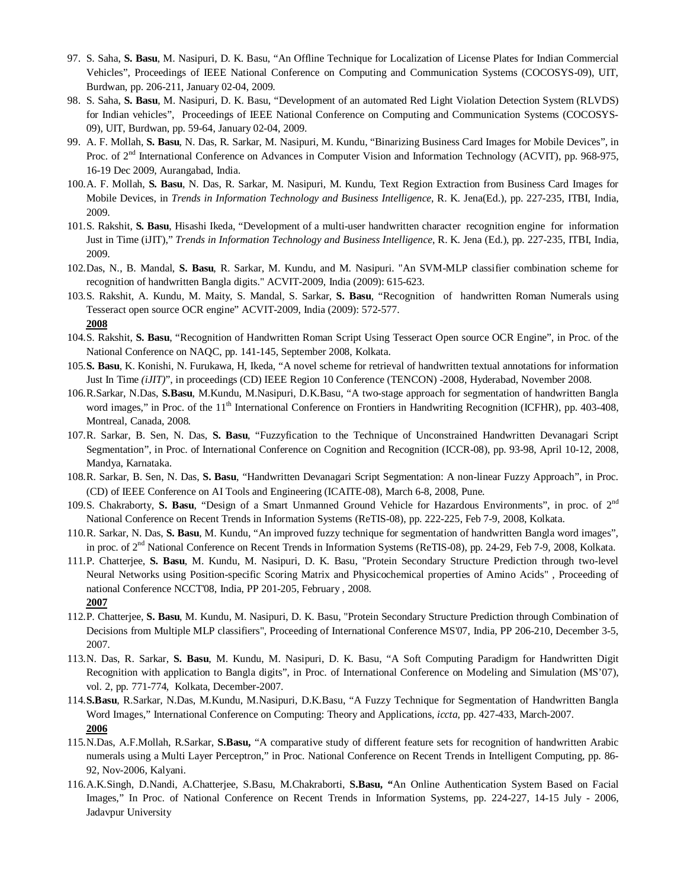97. S. Saha, **S. Basu**, M. Nasipuri, D. K. Basu, "An Offline Technique for Localization of License Plates for Indian Commercial Vehicles", Proceedings of IEEE National Conference on Computing and Communication Systems (COCOSYS-09), UIT, Burdwan, pp. 206-211, January 02-04, 2009.
98. S. Saha, **S. Basu**, M. Nasipuri, D. K. Basu, "Development of an automated Red Light Violation Detection System (RLVDS) for Indian vehicles", Proceedings of IEEE National Conference on Computing and Communication Systems (COCOSYS-09), UIT, Burdwan, pp. 59-64, January 02-04, 2009.
99. A. F. Mollah, **S. Basu**, N. Das, R. Sarkar, M. Nasipuri, M. Kundu, "Binarizing Business Card Images for Mobile Devices", in Proc. of 2nd International Conference on Advances in Computer Vision and Information Technology (ACVIT), pp. 968-975, 16-19 Dec 2009, Aurangabad, India.
100. A. F. Mollah, **S. Basu**, N. Das, R. Sarkar, M. Nasipuri, M. Kundu, Text Region Extraction from Business Card Images for Mobile Devices, in *Trends in Information Technology and Business Intelligence*, R. K. Jena(Ed.), pp. 227-235, ITBI, India, 2009.
101. S. Rakshit, **S. Basu**, Hisashi Ikeda, "Development of a multi-user handwritten character recognition engine for information Just in Time (iJIT)," *Trends in Information Technology and Business Intelligence*, R. K. Jena (Ed.), pp. 227-235, ITBI, India, 2009.
102. Das, N., B. Mandal, **S. Basu**, R. Sarkar, M. Kundu, and M. Nasipuri. "An SVM-MLP classifier combination scheme for recognition of handwritten Bangla digits." ACVIT-2009, India (2009): 615-623.
103. S. Rakshit, A. Kundu, M. Maity, S. Mandal, S. Sarkar, **S. Basu**, "Recognition of handwritten Roman Numerals using Tesseract open source OCR engine" ACVIT-2009, India (2009): 572-577.

**2008**

104. S. Rakshit, **S. Basu**, "Recognition of Handwritten Roman Script Using Tesseract Open source OCR Engine", in Proc. of the National Conference on NAQC, pp. 141-145, September 2008, Kolkata.
105. **S. Basu**, K. Konishi, N. Furukawa, H, Ikeda, "A novel scheme for retrieval of handwritten textual annotations for information Just In Time *(iJIT)*", in proceedings (CD) IEEE Region 10 Conference (TENCON) -2008, Hyderabad, November 2008.
106. R.Sarkar, N.Das, **S.Basu**, M.Kundu, M.Nasipuri, D.K.Basu, "A two-stage approach for segmentation of handwritten Bangla word images," in Proc. of the 11th International Conference on Frontiers in Handwriting Recognition (ICFHR), pp. 403-408, Montreal, Canada, 2008.
107. R. Sarkar, B. Sen, N. Das, **S. Basu**, "Fuzzyfication to the Technique of Unconstrained Handwritten Devanagari Script Segmentation", in Proc. of International Conference on Cognition and Recognition (ICCR-08), pp. 93-98, April 10-12, 2008, Mandya, Karnataka.
108. R. Sarkar, B. Sen, N. Das, **S. Basu**, "Handwritten Devanagari Script Segmentation: A non-linear Fuzzy Approach", in Proc. (CD) of IEEE Conference on AI Tools and Engineering (ICAITE-08), March 6-8, 2008, Pune.
109. S. Chakraborty, **S. Basu**, "Design of a Smart Unmanned Ground Vehicle for Hazardous Environments", in proc. of 2nd National Conference on Recent Trends in Information Systems (ReTIS-08), pp. 222-225, Feb 7-9, 2008, Kolkata.
110. R. Sarkar, N. Das, **S. Basu**, M. Kundu, "An improved fuzzy technique for segmentation of handwritten Bangla word images", in proc. of 2nd National Conference on Recent Trends in Information Systems (ReTIS-08), pp. 24-29, Feb 7-9, 2008, Kolkata.
111. P. Chatterjee, **S. Basu**, M. Kundu, M. Nasipuri, D. K. Basu, "Protein Secondary Structure Prediction through two-level Neural Networks using Position-specific Scoring Matrix and Physicochemical properties of Amino Acids" , Proceeding of national Conference NCCT'08, India, PP 201-205, February , 2008.

**2007**

112. P. Chatterjee, **S. Basu**, M. Kundu, M. Nasipuri, D. K. Basu, "Protein Secondary Structure Prediction through Combination of Decisions from Multiple MLP classifiers", Proceeding of International Conference MS'07, India, PP 206-210, December 3-5, 2007.
113. N. Das, R. Sarkar, **S. Basu**, M. Kundu, M. Nasipuri, D. K. Basu, "A Soft Computing Paradigm for Handwritten Digit Recognition with application to Bangla digits", in Proc. of International Conference on Modeling and Simulation (MS'07), vol. 2, pp. 771-774, Kolkata, December-2007.
114. **S.Basu**, R.Sarkar, N.Das, M.Kundu, M.Nasipuri, D.K.Basu, "A Fuzzy Technique for Segmentation of Handwritten Bangla Word Images," International Conference on Computing: Theory and Applications, *iccta*, pp. 427-433, March-2007.

**2006**

115. N.Das, A.F.Mollah, R.Sarkar, **S.Basu,** "A comparative study of different feature sets for recognition of handwritten Arabic numerals using a Multi Layer Perceptron," in Proc. National Conference on Recent Trends in Intelligent Computing, pp. 86-92, Nov-2006, Kalyani.
116. A.K.Singh, D.Nandi, A.Chatterjee, S.Basu, M.Chakraborti, **S.Basu, "**An Online Authentication System Based on Facial Images," In Proc. of National Conference on Recent Trends in Information Systems, pp. 224-227, 14-15 July - 2006, Jadavpur University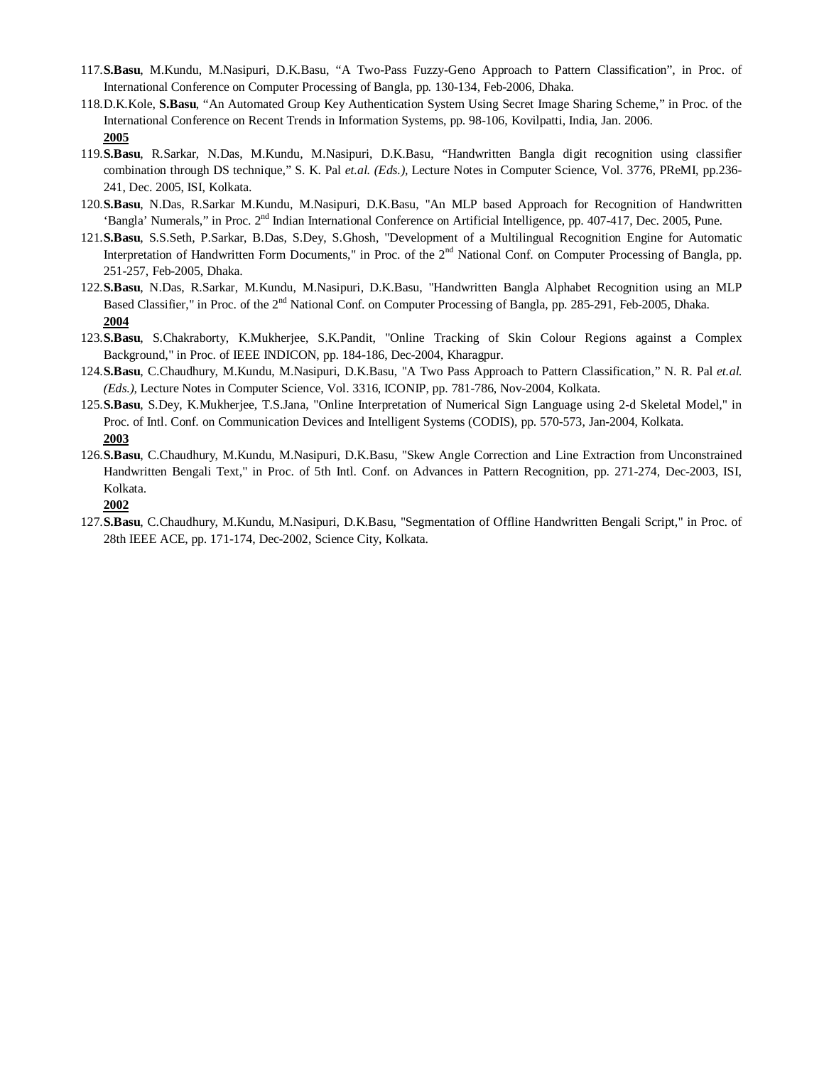117. **S.Basu**, M.Kundu, M.Nasipuri, D.K.Basu, "A Two-Pass Fuzzy-Geno Approach to Pattern Classification", in Proc. of International Conference on Computer Processing of Bangla, pp. 130-134, Feb-2006, Dhaka.
118. D.K.Kole, **S.Basu**, "An Automated Group Key Authentication System Using Secret Image Sharing Scheme," in Proc. of the International Conference on Recent Trends in Information Systems, pp. 98-106, Kovilpatti, India, Jan. 2006.

**2005**

119. **S.Basu**, R.Sarkar, N.Das, M.Kundu, M.Nasipuri, D.K.Basu, "Handwritten Bangla digit recognition using classifier combination through DS technique," S. K. Pal *et.al. (Eds.),* Lecture Notes in Computer Science, Vol. 3776, PReMI, pp.236-241, Dec. 2005, ISI, Kolkata.
120. **S.Basu**, N.Das, R.Sarkar M.Kundu, M.Nasipuri, D.K.Basu, "An MLP based Approach for Recognition of Handwritten 'Bangla' Numerals," in Proc. 2nd Indian International Conference on Artificial Intelligence, pp. 407-417, Dec. 2005, Pune.
121. **S.Basu**, S.S.Seth, P.Sarkar, B.Das, S.Dey, S.Ghosh, "Development of a Multilingual Recognition Engine for Automatic Interpretation of Handwritten Form Documents," in Proc. of the 2nd National Conf. on Computer Processing of Bangla, pp. 251-257, Feb-2005, Dhaka.
122. **S.Basu**, N.Das, R.Sarkar, M.Kundu, M.Nasipuri, D.K.Basu, "Handwritten Bangla Alphabet Recognition using an MLP Based Classifier," in Proc. of the 2nd National Conf. on Computer Processing of Bangla, pp. 285-291, Feb-2005, Dhaka.

**2004**

123. **S.Basu**, S.Chakraborty, K.Mukherjee, S.K.Pandit, "Online Tracking of Skin Colour Regions against a Complex Background," in Proc. of IEEE INDICON, pp. 184-186, Dec-2004, Kharagpur.
124. **S.Basu**, C.Chaudhury, M.Kundu, M.Nasipuri, D.K.Basu, "A Two Pass Approach to Pattern Classification," N. R. Pal *et.al. (Eds.),* Lecture Notes in Computer Science, Vol. 3316, ICONIP, pp. 781-786, Nov-2004, Kolkata.
125. **S.Basu**, S.Dey, K.Mukherjee, T.S.Jana, "Online Interpretation of Numerical Sign Language using 2-d Skeletal Model," in Proc. of Intl. Conf. on Communication Devices and Intelligent Systems (CODIS), pp. 570-573, Jan-2004, Kolkata.

**2003**

126. **S.Basu**, C.Chaudhury, M.Kundu, M.Nasipuri, D.K.Basu, "Skew Angle Correction and Line Extraction from Unconstrained Handwritten Bengali Text," in Proc. of 5th Intl. Conf. on Advances in Pattern Recognition, pp. 271-274, Dec-2003, ISI, Kolkata.

**2002**

127. **S.Basu**, C.Chaudhury, M.Kundu, M.Nasipuri, D.K.Basu, "Segmentation of Offline Handwritten Bengali Script," in Proc. of 28th IEEE ACE, pp. 171-174, Dec-2002, Science City, Kolkata.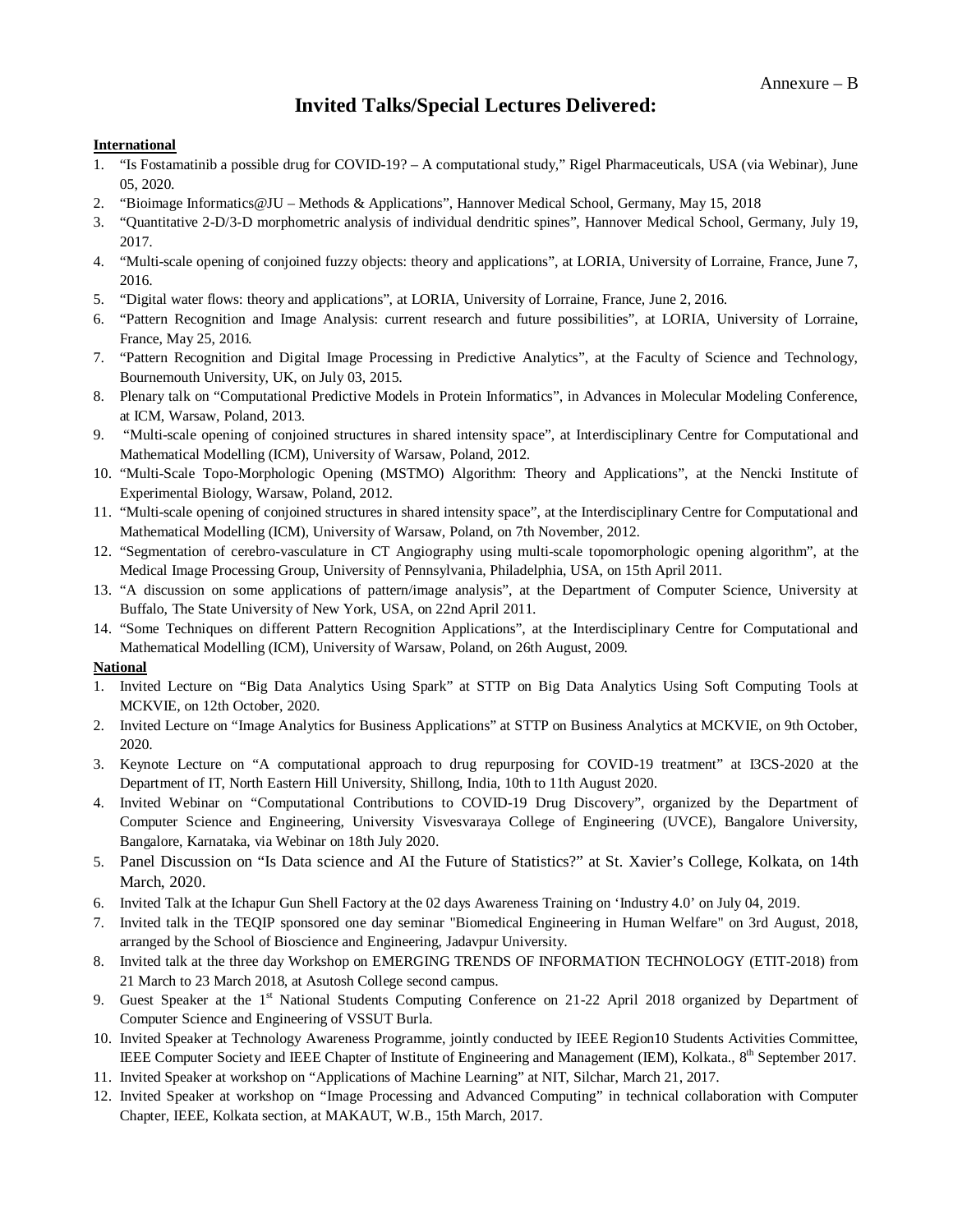Annexure – B

# Invited Talks/Special Lectures Delivered:

**International**

1. "Is Fostamatinib a possible drug for COVID-19? – A computational study," Rigel Pharmaceuticals, USA (via Webinar), June 05, 2020.
2. "Bioimage Informatics@JU – Methods & Applications", Hannover Medical School, Germany, May 15, 2018
3. "Quantitative 2-D/3-D morphometric analysis of individual dendritic spines", Hannover Medical School, Germany, July 19, 2017.
4. "Multi-scale opening of conjoined fuzzy objects: theory and applications", at LORIA, University of Lorraine, France, June 7, 2016.
5. "Digital water flows: theory and applications", at LORIA, University of Lorraine, France, June 2, 2016.
6. "Pattern Recognition and Image Analysis: current research and future possibilities", at LORIA, University of Lorraine, France, May 25, 2016.
7. "Pattern Recognition and Digital Image Processing in Predictive Analytics", at the Faculty of Science and Technology, Bournemouth University, UK, on July 03, 2015.
8. Plenary talk on "Computational Predictive Models in Protein Informatics", in Advances in Molecular Modeling Conference, at ICM, Warsaw, Poland, 2013.
9. "Multi-scale opening of conjoined structures in shared intensity space", at Interdisciplinary Centre for Computational and Mathematical Modelling (ICM), University of Warsaw, Poland, 2012.
10. "Multi-Scale Topo-Morphologic Opening (MSTMO) Algorithm: Theory and Applications", at the Nencki Institute of Experimental Biology, Warsaw, Poland, 2012.
11. "Multi-scale opening of conjoined structures in shared intensity space", at the Interdisciplinary Centre for Computational and Mathematical Modelling (ICM), University of Warsaw, Poland, on 7th November, 2012.
12. "Segmentation of cerebro-vasculature in CT Angiography using multi-scale topomorphologic opening algorithm", at the Medical Image Processing Group, University of Pennsylvania, Philadelphia, USA, on 15th April 2011.
13. "A discussion on some applications of pattern/image analysis", at the Department of Computer Science, University at Buffalo, The State University of New York, USA, on 22nd April 2011.
14. "Some Techniques on different Pattern Recognition Applications", at the Interdisciplinary Centre for Computational and Mathematical Modelling (ICM), University of Warsaw, Poland, on 26th August, 2009.

**National**

1. Invited Lecture on "Big Data Analytics Using Spark" at STTP on Big Data Analytics Using Soft Computing Tools at MCKVIE, on 12th October, 2020.
2. Invited Lecture on "Image Analytics for Business Applications" at STTP on Business Analytics at MCKVIE, on 9th October, 2020.
3. Keynote Lecture on "A computational approach to drug repurposing for COVID-19 treatment" at I3CS-2020 at the Department of IT, North Eastern Hill University, Shillong, India, 10th to 11th August 2020.
4. Invited Webinar on "Computational Contributions to COVID-19 Drug Discovery", organized by the Department of Computer Science and Engineering, University Visvesvaraya College of Engineering (UVCE), Bangalore University, Bangalore, Karnataka, via Webinar on 18th July 2020.
5. Panel Discussion on "Is Data science and AI the Future of Statistics?" at St. Xavier's College, Kolkata, on 14th March, 2020.
6. Invited Talk at the Ichapur Gun Shell Factory at the 02 days Awareness Training on 'Industry 4.0' on July 04, 2019.
7. Invited talk in the TEQIP sponsored one day seminar "Biomedical Engineering in Human Welfare" on 3rd August, 2018, arranged by the School of Bioscience and Engineering, Jadavpur University.
8. Invited talk at the three day Workshop on EMERGING TRENDS OF INFORMATION TECHNOLOGY (ETIT-2018) from 21 March to 23 March 2018, at Asutosh College second campus.
9. Guest Speaker at the 1st National Students Computing Conference on 21-22 April 2018 organized by Department of Computer Science and Engineering of VSSUT Burla.
10. Invited Speaker at Technology Awareness Programme, jointly conducted by IEEE Region10 Students Activities Committee, IEEE Computer Society and IEEE Chapter of Institute of Engineering and Management (IEM), Kolkata., 8th September 2017.
11. Invited Speaker at workshop on "Applications of Machine Learning" at NIT, Silchar, March 21, 2017.
12. Invited Speaker at workshop on "Image Processing and Advanced Computing" in technical collaboration with Computer Chapter, IEEE, Kolkata section, at MAKAUT, W.B., 15th March, 2017.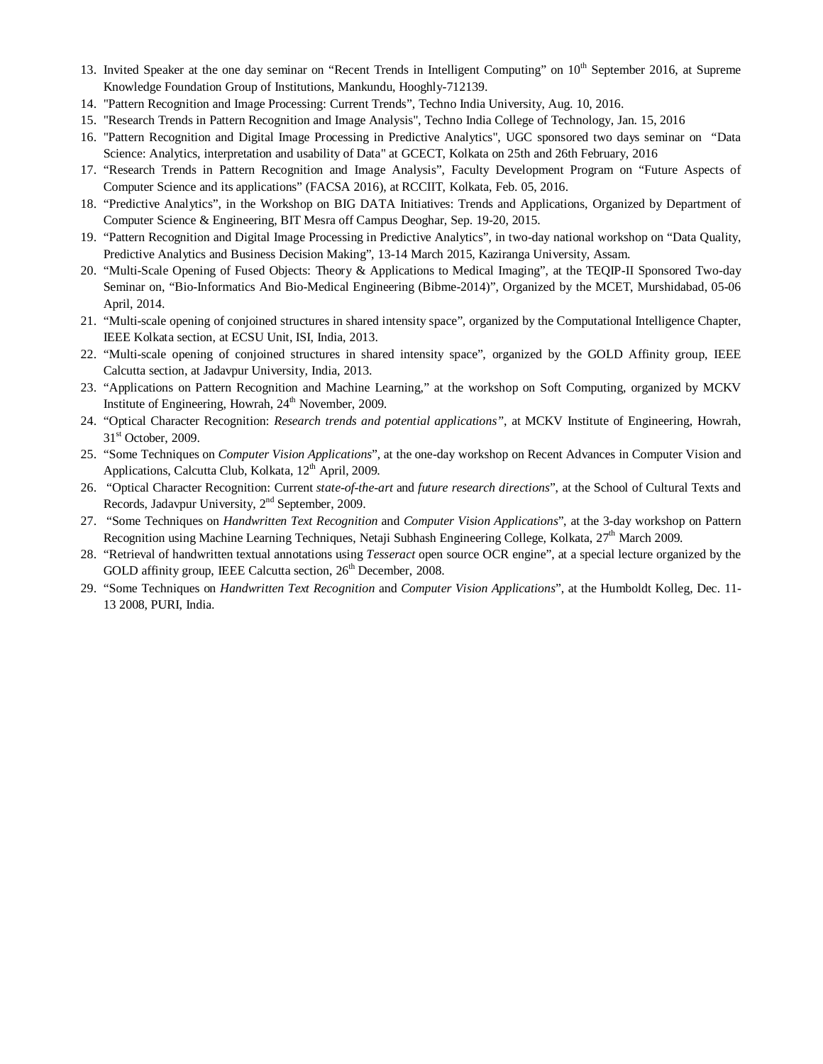13. Invited Speaker at the one day seminar on "Recent Trends in Intelligent Computing" on 10th September 2016, at Supreme Knowledge Foundation Group of Institutions, Mankundu, Hooghly-712139.
14. "Pattern Recognition and Image Processing: Current Trends", Techno India University, Aug. 10, 2016.
15. "Research Trends in Pattern Recognition and Image Analysis", Techno India College of Technology, Jan. 15, 2016
16. "Pattern Recognition and Digital Image Processing in Predictive Analytics", UGC sponsored two days seminar on "Data Science: Analytics, interpretation and usability of Data" at GCECT, Kolkata on 25th and 26th February, 2016
17. "Research Trends in Pattern Recognition and Image Analysis", Faculty Development Program on "Future Aspects of Computer Science and its applications" (FACSA 2016), at RCCIIT, Kolkata, Feb. 05, 2016.
18. "Predictive Analytics", in the Workshop on BIG DATA Initiatives: Trends and Applications, Organized by Department of Computer Science & Engineering, BIT Mesra off Campus Deoghar, Sep. 19-20, 2015.
19. "Pattern Recognition and Digital Image Processing in Predictive Analytics", in two-day national workshop on "Data Quality, Predictive Analytics and Business Decision Making", 13-14 March 2015, Kaziranga University, Assam.
20. "Multi-Scale Opening of Fused Objects: Theory & Applications to Medical Imaging", at the TEQIP-II Sponsored Two-day Seminar on, "Bio-Informatics And Bio-Medical Engineering (Bibme-2014)", Organized by the MCET, Murshidabad, 05-06 April, 2014.
21. "Multi-scale opening of conjoined structures in shared intensity space", organized by the Computational Intelligence Chapter, IEEE Kolkata section, at ECSU Unit, ISI, India, 2013.
22. "Multi-scale opening of conjoined structures in shared intensity space", organized by the GOLD Affinity group, IEEE Calcutta section, at Jadavpur University, India, 2013.
23. "Applications on Pattern Recognition and Machine Learning," at the workshop on Soft Computing, organized by MCKV Institute of Engineering, Howrah, 24th November, 2009.
24. "Optical Character Recognition: *Research trends and potential applications"*, at MCKV Institute of Engineering, Howrah, 31st October, 2009.
25. "Some Techniques on *Computer Vision Applications*", at the one-day workshop on Recent Advances in Computer Vision and Applications, Calcutta Club, Kolkata, 12th April, 2009.
26. "Optical Character Recognition: Current *state-of-the-art* and *future research directions*", at the School of Cultural Texts and Records, Jadavpur University, 2nd September, 2009.
27. "Some Techniques on *Handwritten Text Recognition* and *Computer Vision Applications*", at the 3-day workshop on Pattern Recognition using Machine Learning Techniques, Netaji Subhash Engineering College, Kolkata, 27th March 2009.
28. "Retrieval of handwritten textual annotations using *Tesseract* open source OCR engine", at a special lecture organized by the GOLD affinity group, IEEE Calcutta section, 26th December, 2008.
29. "Some Techniques on *Handwritten Text Recognition* and *Computer Vision Applications*", at the Humboldt Kolleg, Dec. 11-13 2008, PURI, India.